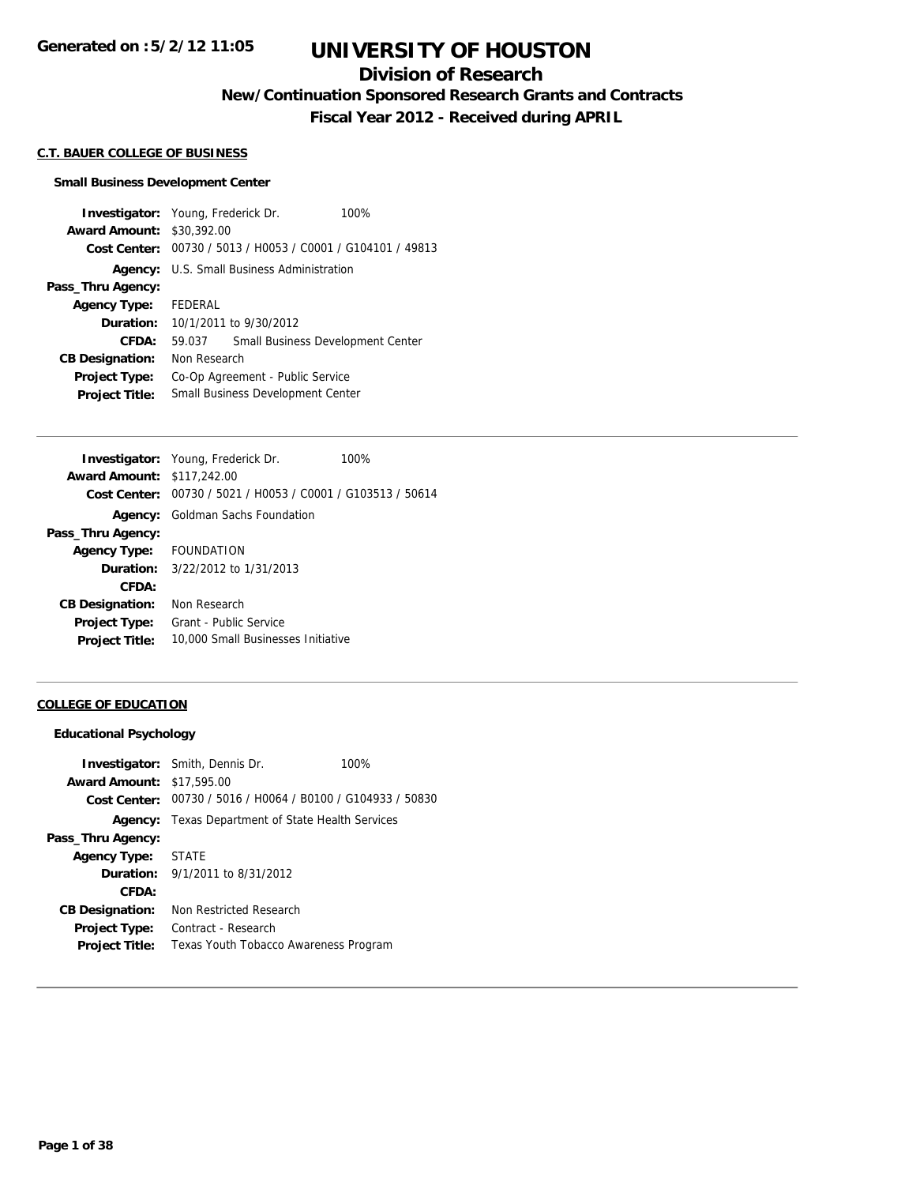Generated on :5/2/12 11:05

# UNIVERSITY OF HOUSTON

## Division of Research

### New/Continuation Sponsored Research Grants and Contracts

### Fiscal Year 2012 - Received during APRIL

**C.T. BAUER COLLEGE OF BUSINESS**

**Small Business Development Center**

| | | |
|---|---|---|
| **Investigator:** | Young, Frederick Dr. | 100% |
| **Award Amount:** | $30,392.00 | |
| **Cost Center:** | 00730 / 5013 / H0053 / C0001 / G104101 / 49813 | |
| **Agency:** | U.S. Small Business Administration | |
| **Pass_Thru Agency:** | | |
| **Agency Type:** | FEDERAL | |
| **Duration:** | 10/1/2011 to 9/30/2012 | |
| **CFDA:** | 59.037 Small Business Development Center | |
| **CB Designation:** | Non Research | |
| **Project Type:** | Co-Op Agreement - Public Service | |
| **Project Title:** | Small Business Development Center | |

| | | |
|---|---|---|
| **Investigator:** | Young, Frederick Dr. | 100% |
| **Award Amount:** | $117,242.00 | |
| **Cost Center:** | 00730 / 5021 / H0053 / C0001 / G103513 / 50614 | |
| **Agency:** | Goldman Sachs Foundation | |
| **Pass_Thru Agency:** | | |
| **Agency Type:** | FOUNDATION | |
| **Duration:** | 3/22/2012 to 1/31/2013 | |
| **CFDA:** | | |
| **CB Designation:** | Non Research | |
| **Project Type:** | Grant - Public Service | |
| **Project Title:** | 10,000 Small Businesses Initiative | |

**COLLEGE OF EDUCATION**

**Educational Psychology**

| | | |
|---|---|---|
| **Investigator:** | Smith, Dennis Dr. | 100% |
| **Award Amount:** | $17,595.00 | |
| **Cost Center:** | 00730 / 5016 / H0064 / B0100 / G104933 / 50830 | |
| **Agency:** | Texas Department of State Health Services | |
| **Pass_Thru Agency:** | | |
| **Agency Type:** | STATE | |
| **Duration:** | 9/1/2011 to 8/31/2012 | |
| **CFDA:** | | |
| **CB Designation:** | Non Restricted Research | |
| **Project Type:** | Contract - Research | |
| **Project Title:** | Texas Youth Tobacco Awareness Program | |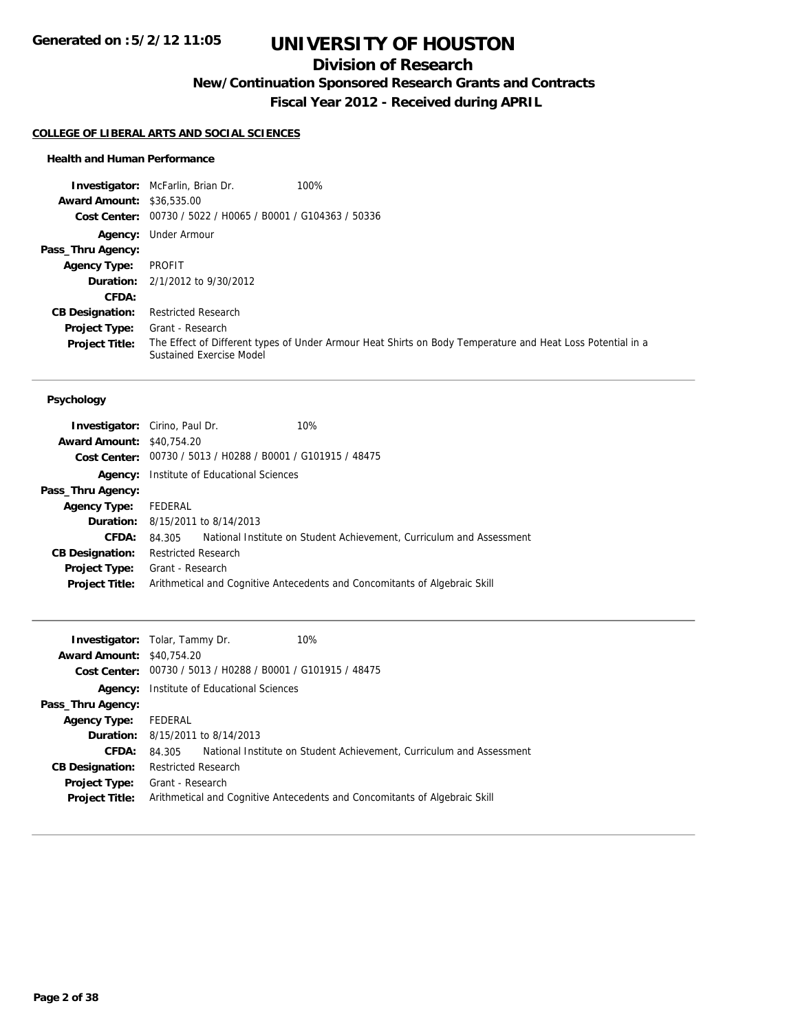# UNIVERSITY OF HOUSTON

## Division of Research

### New/Continuation Sponsored Research Grants and Contracts

### Fiscal Year 2012 - Received during APRIL

**COLLEGE OF LIBERAL ARTS AND SOCIAL SCIENCES**

#### Health and Human Performance

| | |
|---|---|
| **Investigator:** | McFarlin, Brian Dr. — 100% |
| **Award Amount:** | $36,535.00 |
| **Cost Center:** | 00730 / 5022 / H0065 / B0001 / G104363 / 50336 |
| **Agency:** | Under Armour |
| **Pass_Thru Agency:** | |
| **Agency Type:** | PROFIT |
| **Duration:** | 2/1/2012 to 9/30/2012 |
| **CFDA:** | |
| **CB Designation:** | Restricted Research |
| **Project Type:** | Grant - Research |
| **Project Title:** | The Effect of Different types of Under Armour Heat Shirts on Body Temperature and Heat Loss Potential in a Sustained Exercise Model |

---

#### Psychology

| | |
|---|---|
| **Investigator:** | Cirino, Paul Dr. — 10% |
| **Award Amount:** | $40,754.20 |
| **Cost Center:** | 00730 / 5013 / H0288 / B0001 / G101915 / 48475 |
| **Agency:** | Institute of Educational Sciences |
| **Pass_Thru Agency:** | |
| **Agency Type:** | FEDERAL |
| **Duration:** | 8/15/2011 to 8/14/2013 |
| **CFDA:** | 84.305 National Institute on Student Achievement, Curriculum and Assessment |
| **CB Designation:** | Restricted Research |
| **Project Type:** | Grant - Research |
| **Project Title:** | Arithmetical and Cognitive Antecedents and Concomitants of Algebraic Skill |

---

| | |
|---|---|
| **Investigator:** | Tolar, Tammy Dr. — 10% |
| **Award Amount:** | $40,754.20 |
| **Cost Center:** | 00730 / 5013 / H0288 / B0001 / G101915 / 48475 |
| **Agency:** | Institute of Educational Sciences |
| **Pass_Thru Agency:** | |
| **Agency Type:** | FEDERAL |
| **Duration:** | 8/15/2011 to 8/14/2013 |
| **CFDA:** | 84.305 National Institute on Student Achievement, Curriculum and Assessment |
| **CB Designation:** | Restricted Research |
| **Project Type:** | Grant - Research |
| **Project Title:** | Arithmetical and Cognitive Antecedents and Concomitants of Algebraic Skill |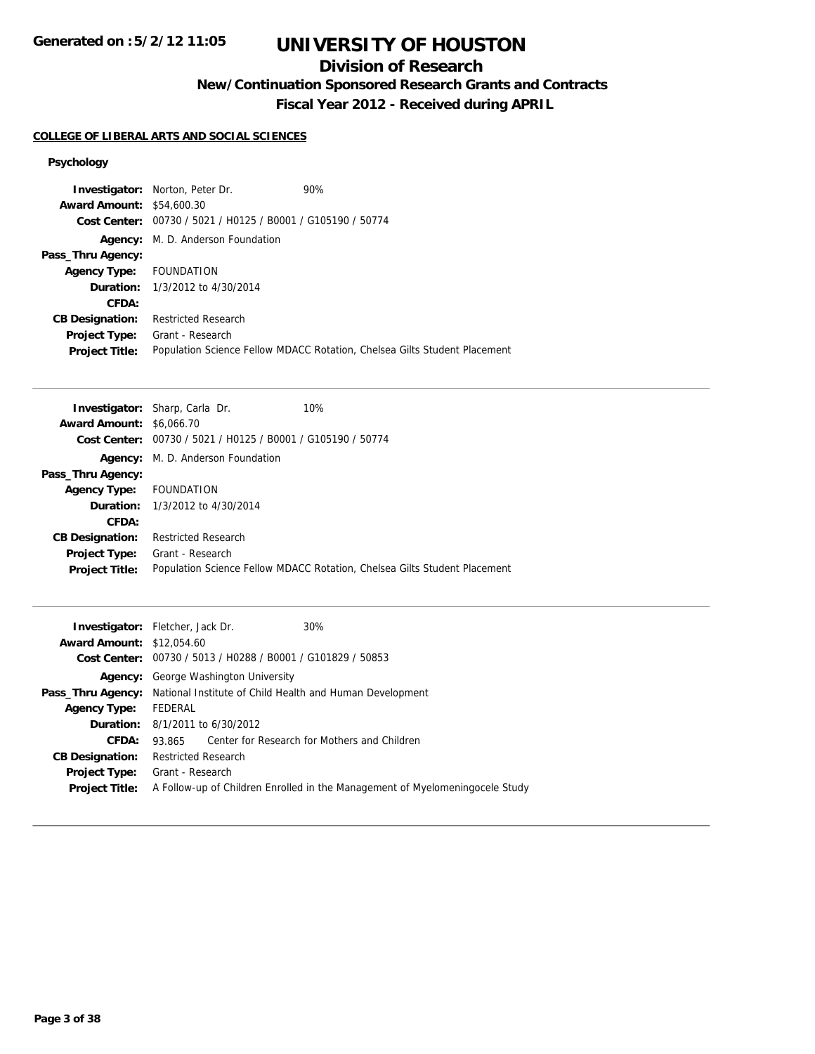# UNIVERSITY OF HOUSTON

## Division of Research

### New/Continuation Sponsored Research Grants and Contracts

### Fiscal Year 2012 - Received during APRIL

Generated on :5/2/12 11:05

**COLLEGE OF LIBERAL ARTS AND SOCIAL SCIENCES**

**Psychology**

**Investigator:** Norton, Peter Dr. 90%
**Award Amount:** $54,600.30
**Cost Center:** 00730 / 5021 / H0125 / B0001 / G105190 / 50774
**Agency:** M. D. Anderson Foundation
**Pass_Thru Agency:**
**Agency Type:** FOUNDATION
**Duration:** 1/3/2012 to 4/30/2014
**CFDA:**
**CB Designation:** Restricted Research
**Project Type:** Grant - Research
**Project Title:** Population Science Fellow MDACC Rotation, Chelsea Gilts Student Placement

---

**Investigator:** Sharp, Carla Dr. 10%
**Award Amount:** $6,066.70
**Cost Center:** 00730 / 5021 / H0125 / B0001 / G105190 / 50774
**Agency:** M. D. Anderson Foundation
**Pass_Thru Agency:**
**Agency Type:** FOUNDATION
**Duration:** 1/3/2012 to 4/30/2014
**CFDA:**
**CB Designation:** Restricted Research
**Project Type:** Grant - Research
**Project Title:** Population Science Fellow MDACC Rotation, Chelsea Gilts Student Placement

---

**Investigator:** Fletcher, Jack Dr. 30%
**Award Amount:** $12,054.60
**Cost Center:** 00730 / 5013 / H0288 / B0001 / G101829 / 50853
**Agency:** George Washington University
**Pass_Thru Agency:** National Institute of Child Health and Human Development
**Agency Type:** FEDERAL
**Duration:** 8/1/2011 to 6/30/2012
**CFDA:** 93.865 Center for Research for Mothers and Children
**CB Designation:** Restricted Research
**Project Type:** Grant - Research
**Project Title:** A Follow-up of Children Enrolled in the Management of Myelomeningocele Study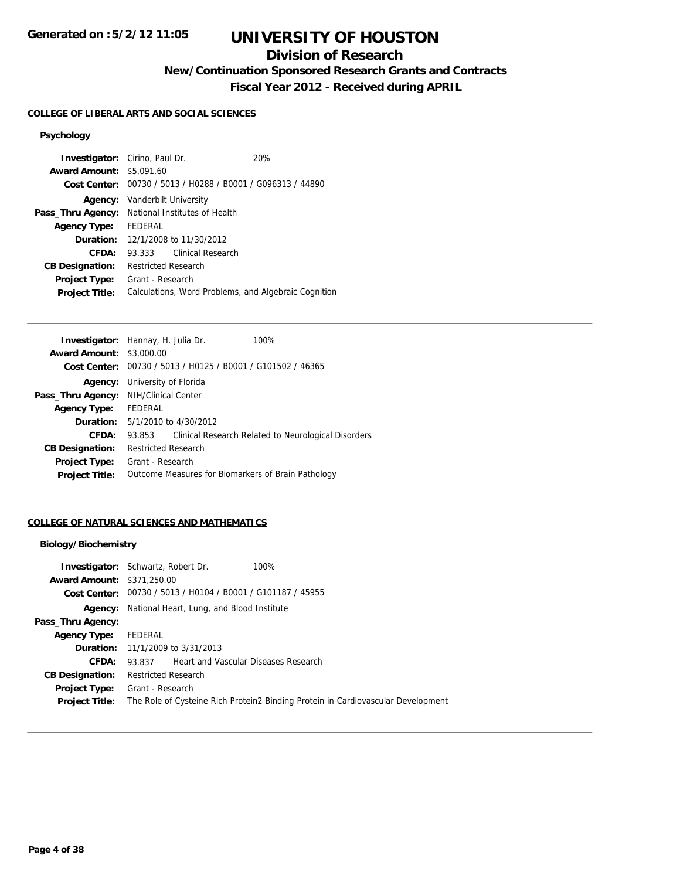# UNIVERSITY OF HOUSTON

## Division of Research

### New/Continuation Sponsored Research Grants and Contracts

### Fiscal Year 2012 - Received during APRIL

**Generated on :5/2/12 11:05**

#### COLLEGE OF LIBERAL ARTS AND SOCIAL SCIENCES

##### Psychology

**Investigator:** Cirino, Paul Dr. 20%
**Award Amount:** $5,091.60
**Cost Center:** 00730 / 5013 / H0288 / B0001 / G096313 / 44890
**Agency:** Vanderbilt University
**Pass_Thru Agency:** National Institutes of Health
**Agency Type:** FEDERAL
**Duration:** 12/1/2008 to 11/30/2012
**CFDA:** 93.333 Clinical Research
**CB Designation:** Restricted Research
**Project Type:** Grant - Research
**Project Title:** Calculations, Word Problems, and Algebraic Cognition

---

**Investigator:** Hannay, H. Julia Dr. 100%
**Award Amount:** $3,000.00
**Cost Center:** 00730 / 5013 / H0125 / B0001 / G101502 / 46365
**Agency:** University of Florida
**Pass_Thru Agency:** NIH/Clinical Center
**Agency Type:** FEDERAL
**Duration:** 5/1/2010 to 4/30/2012
**CFDA:** 93.853 Clinical Research Related to Neurological Disorders
**CB Designation:** Restricted Research
**Project Type:** Grant - Research
**Project Title:** Outcome Measures for Biomarkers of Brain Pathology

---

#### COLLEGE OF NATURAL SCIENCES AND MATHEMATICS

##### Biology/Biochemistry

**Investigator:** Schwartz, Robert Dr. 100%
**Award Amount:** $371,250.00
**Cost Center:** 00730 / 5013 / H0104 / B0001 / G101187 / 45955
**Agency:** National Heart, Lung, and Blood Institute
**Pass_Thru Agency:**
**Agency Type:** FEDERAL
**Duration:** 11/1/2009 to 3/31/2013
**CFDA:** 93.837 Heart and Vascular Diseases Research
**CB Designation:** Restricted Research
**Project Type:** Grant - Research
**Project Title:** The Role of Cysteine Rich Protein2 Binding Protein in Cardiovascular Development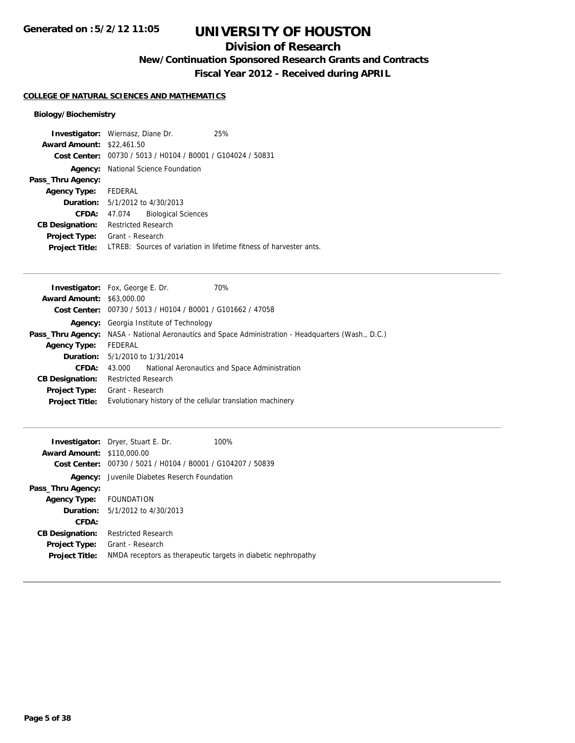# UNIVERSITY OF HOUSTON

## Division of Research

### New/Continuation Sponsored Research Grants and Contracts

### Fiscal Year 2012 - Received during APRIL

Generated on :5/2/12 11:05

**COLLEGE OF NATURAL SCIENCES AND MATHEMATICS**

**Biology/Biochemistry**

**Investigator:** Wiernasz, Diane Dr. 25%
**Award Amount:** $22,461.50
**Cost Center:** 00730 / 5013 / H0104 / B0001 / G104024 / 50831
**Agency:** National Science Foundation
**Pass_Thru Agency:**
**Agency Type:** FEDERAL
**Duration:** 5/1/2012 to 4/30/2013
**CFDA:** 47.074 Biological Sciences
**CB Designation:** Restricted Research
**Project Type:** Grant - Research
**Project Title:** LTREB: Sources of variation in lifetime fitness of harvester ants.

---

**Investigator:** Fox, George E. Dr. 70%
**Award Amount:** $63,000.00
**Cost Center:** 00730 / 5013 / H0104 / B0001 / G101662 / 47058
**Agency:** Georgia Institute of Technology
**Pass_Thru Agency:** NASA - National Aeronautics and Space Administration - Headquarters (Wash., D.C.)
**Agency Type:** FEDERAL
**Duration:** 5/1/2010 to 1/31/2014
**CFDA:** 43.000 National Aeronautics and Space Administration
**CB Designation:** Restricted Research
**Project Type:** Grant - Research
**Project Title:** Evolutionary history of the cellular translation machinery

---

**Investigator:** Dryer, Stuart E. Dr. 100%
**Award Amount:** $110,000.00
**Cost Center:** 00730 / 5021 / H0104 / B0001 / G104207 / 50839
**Agency:** Juvenile Diabetes Reserch Foundation
**Pass_Thru Agency:**
**Agency Type:** FOUNDATION
**Duration:** 5/1/2012 to 4/30/2013
**CFDA:**
**CB Designation:** Restricted Research
**Project Type:** Grant - Research
**Project Title:** NMDA receptors as therapeutic targets in diabetic nephropathy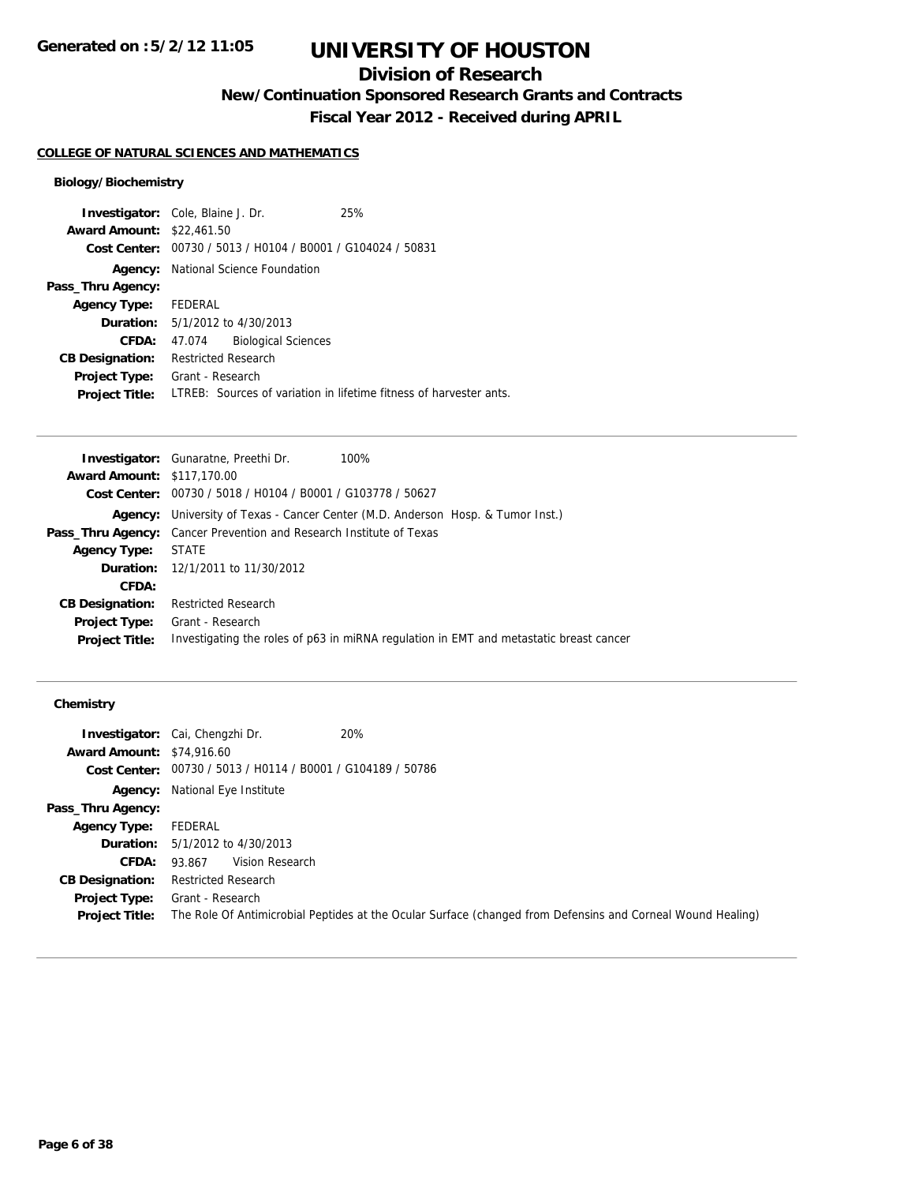# UNIVERSITY OF HOUSTON

## Division of Research

### New/Continuation Sponsored Research Grants and Contracts

### Fiscal Year 2012 - Received during APRIL

**Generated on :5/2/12 11:05**

#### COLLEGE OF NATURAL SCIENCES AND MATHEMATICS

##### Biology/Biochemistry

**Investigator:** Cole, Blaine J. Dr. 25%
**Award Amount:** $22,461.50
**Cost Center:** 00730 / 5013 / H0104 / B0001 / G104024 / 50831
**Agency:** National Science Foundation
**Pass_Thru Agency:**
**Agency Type:** FEDERAL
**Duration:** 5/1/2012 to 4/30/2013
**CFDA:** 47.074 Biological Sciences
**CB Designation:** Restricted Research
**Project Type:** Grant - Research
**Project Title:** LTREB: Sources of variation in lifetime fitness of harvester ants.

---

**Investigator:** Gunaratne, Preethi Dr. 100%
**Award Amount:** $117,170.00
**Cost Center:** 00730 / 5018 / H0104 / B0001 / G103778 / 50627
**Agency:** University of Texas - Cancer Center (M.D. Anderson Hosp. & Tumor Inst.)
**Pass_Thru Agency:** Cancer Prevention and Research Institute of Texas
**Agency Type:** STATE
**Duration:** 12/1/2011 to 11/30/2012
**CFDA:**
**CB Designation:** Restricted Research
**Project Type:** Grant - Research
**Project Title:** Investigating the roles of p63 in miRNA regulation in EMT and metastatic breast cancer

---

##### Chemistry

**Investigator:** Cai, Chengzhi Dr. 20%
**Award Amount:** $74,916.60
**Cost Center:** 00730 / 5013 / H0114 / B0001 / G104189 / 50786
**Agency:** National Eye Institute
**Pass_Thru Agency:**
**Agency Type:** FEDERAL
**Duration:** 5/1/2012 to 4/30/2013
**CFDA:** 93.867 Vision Research
**CB Designation:** Restricted Research
**Project Type:** Grant - Research
**Project Title:** The Role Of Antimicrobial Peptides at the Ocular Surface (changed from Defensins and Corneal Wound Healing)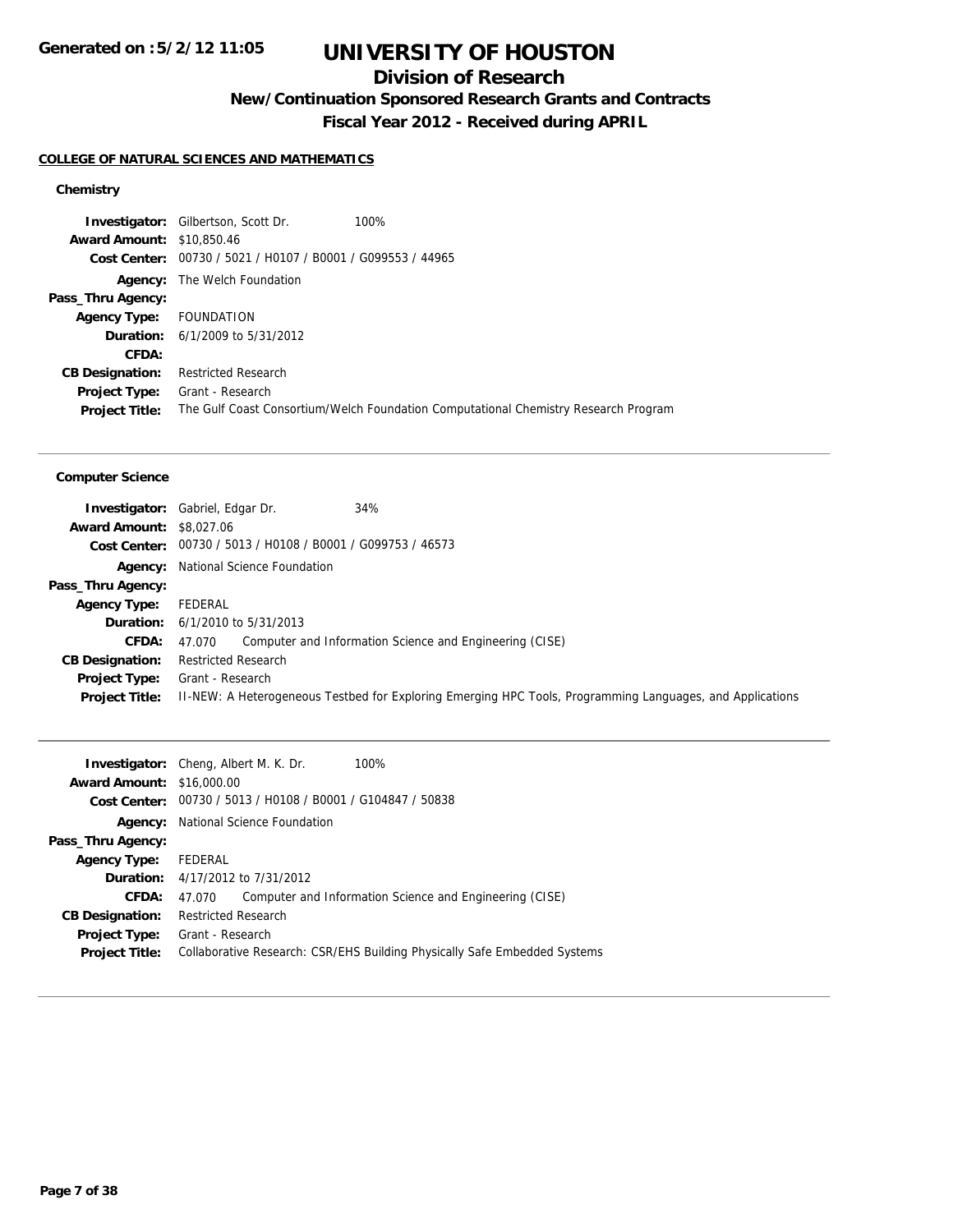# UNIVERSITY OF HOUSTON

## Division of Research

### New/Continuation Sponsored Research Grants and Contracts

### Fiscal Year 2012 - Received during APRIL

**COLLEGE OF NATURAL SCIENCES AND MATHEMATICS**

#### Chemistry

**Investigator:** Gilbertson, Scott Dr. 100%
**Award Amount:** $10,850.46
**Cost Center:** 00730 / 5021 / H0107 / B0001 / G099553 / 44965
**Agency:** The Welch Foundation
**Pass_Thru Agency:**
**Agency Type:** FOUNDATION
**Duration:** 6/1/2009 to 5/31/2012
**CFDA:**
**CB Designation:** Restricted Research
**Project Type:** Grant - Research
**Project Title:** The Gulf Coast Consortium/Welch Foundation Computational Chemistry Research Program

---

#### Computer Science

**Investigator:** Gabriel, Edgar Dr. 34%
**Award Amount:** $8,027.06
**Cost Center:** 00730 / 5013 / H0108 / B0001 / G099753 / 46573
**Agency:** National Science Foundation
**Pass_Thru Agency:**
**Agency Type:** FEDERAL
**Duration:** 6/1/2010 to 5/31/2013
**CFDA:** 47.070 Computer and Information Science and Engineering (CISE)
**CB Designation:** Restricted Research
**Project Type:** Grant - Research
**Project Title:** II-NEW: A Heterogeneous Testbed for Exploring Emerging HPC Tools, Programming Languages, and Applications

---

**Investigator:** Cheng, Albert M. K. Dr. 100%
**Award Amount:** $16,000.00
**Cost Center:** 00730 / 5013 / H0108 / B0001 / G104847 / 50838
**Agency:** National Science Foundation
**Pass_Thru Agency:**
**Agency Type:** FEDERAL
**Duration:** 4/17/2012 to 7/31/2012
**CFDA:** 47.070 Computer and Information Science and Engineering (CISE)
**CB Designation:** Restricted Research
**Project Type:** Grant - Research
**Project Title:** Collaborative Research: CSR/EHS Building Physically Safe Embedded Systems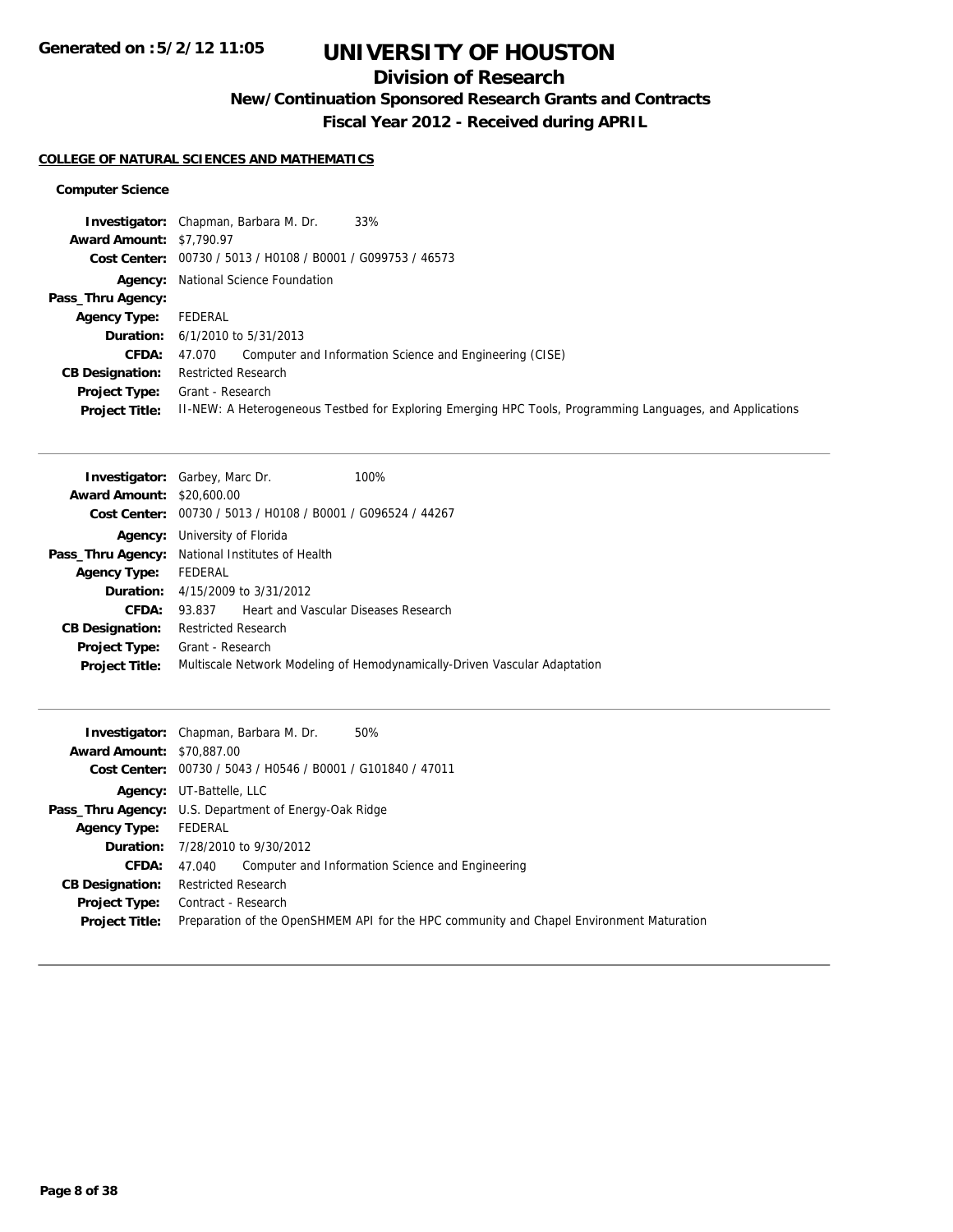# UNIVERSITY OF HOUSTON

## Division of Research

### New/Continuation Sponsored Research Grants and Contracts

### Fiscal Year 2012 - Received during APRIL

Generated on :5/2/12 11:05

**COLLEGE OF NATURAL SCIENCES AND MATHEMATICS**

**Computer Science**

**Investigator:** Chapman, Barbara M. Dr. 33%
**Award Amount:** $7,790.97
**Cost Center:** 00730 / 5013 / H0108 / B0001 / G099753 / 46573
**Agency:** National Science Foundation
**Pass_Thru Agency:**
**Agency Type:** FEDERAL
**Duration:** 6/1/2010 to 5/31/2013
**CFDA:** 47.070 Computer and Information Science and Engineering (CISE)
**CB Designation:** Restricted Research
**Project Type:** Grant - Research
**Project Title:** II-NEW: A Heterogeneous Testbed for Exploring Emerging HPC Tools, Programming Languages, and Applications

---

**Investigator:** Garbey, Marc Dr. 100%
**Award Amount:** $20,600.00
**Cost Center:** 00730 / 5013 / H0108 / B0001 / G096524 / 44267
**Agency:** University of Florida
**Pass_Thru Agency:** National Institutes of Health
**Agency Type:** FEDERAL
**Duration:** 4/15/2009 to 3/31/2012
**CFDA:** 93.837 Heart and Vascular Diseases Research
**CB Designation:** Restricted Research
**Project Type:** Grant - Research
**Project Title:** Multiscale Network Modeling of Hemodynamically-Driven Vascular Adaptation

---

**Investigator:** Chapman, Barbara M. Dr. 50%
**Award Amount:** $70,887.00
**Cost Center:** 00730 / 5043 / H0546 / B0001 / G101840 / 47011
**Agency:** UT-Battelle, LLC
**Pass_Thru Agency:** U.S. Department of Energy-Oak Ridge
**Agency Type:** FEDERAL
**Duration:** 7/28/2010 to 9/30/2012
**CFDA:** 47.040 Computer and Information Science and Engineering
**CB Designation:** Restricted Research
**Project Type:** Contract - Research
**Project Title:** Preparation of the OpenSHMEM API for the HPC community and Chapel Environment Maturation

---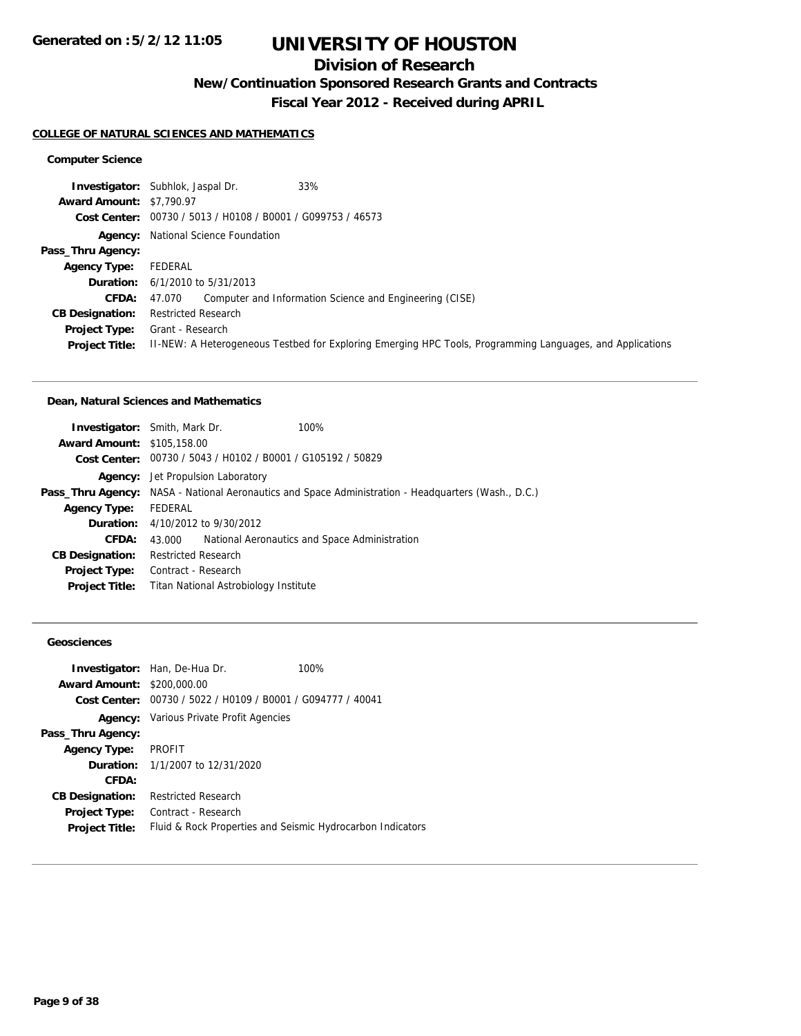**Generated on :5/2/12 11:05**

# UNIVERSITY OF HOUSTON

## Division of Research

### New/Continuation Sponsored Research Grants and Contracts

### Fiscal Year 2012 - Received during APRIL

#### COLLEGE OF NATURAL SCIENCES AND MATHEMATICS

**Computer Science**

**Investigator:** Subhlok, Jaspal Dr. 33%
**Award Amount:** $7,790.97
**Cost Center:** 00730 / 5013 / H0108 / B0001 / G099753 / 46573
**Agency:** National Science Foundation
**Pass_Thru Agency:**
**Agency Type:** FEDERAL
**Duration:** 6/1/2010 to 5/31/2013
**CFDA:** 47.070 Computer and Information Science and Engineering (CISE)
**CB Designation:** Restricted Research
**Project Type:** Grant - Research
**Project Title:** II-NEW: A Heterogeneous Testbed for Exploring Emerging HPC Tools, Programming Languages, and Applications

---

**Dean, Natural Sciences and Mathematics**

**Investigator:** Smith, Mark Dr. 100%
**Award Amount:** $105,158.00
**Cost Center:** 00730 / 5043 / H0102 / B0001 / G105192 / 50829
**Agency:** Jet Propulsion Laboratory
**Pass_Thru Agency:** NASA - National Aeronautics and Space Administration - Headquarters (Wash., D.C.)
**Agency Type:** FEDERAL
**Duration:** 4/10/2012 to 9/30/2012
**CFDA:** 43.000 National Aeronautics and Space Administration
**CB Designation:** Restricted Research
**Project Type:** Contract - Research
**Project Title:** Titan National Astrobiology Institute

---

**Geosciences**

**Investigator:** Han, De-Hua Dr. 100%
**Award Amount:** $200,000.00
**Cost Center:** 00730 / 5022 / H0109 / B0001 / G094777 / 40041
**Agency:** Various Private Profit Agencies
**Pass_Thru Agency:**
**Agency Type:** PROFIT
**Duration:** 1/1/2007 to 12/31/2020
**CFDA:**
**CB Designation:** Restricted Research
**Project Type:** Contract - Research
**Project Title:** Fluid & Rock Properties and Seismic Hydrocarbon Indicators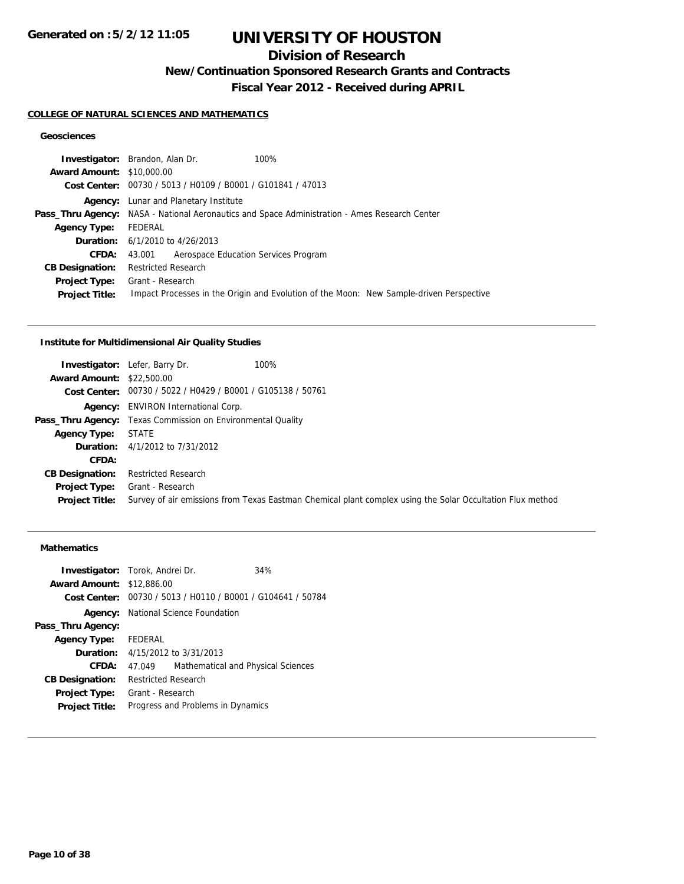# UNIVERSITY OF HOUSTON

## Division of Research

### New/Continuation Sponsored Research Grants and Contracts

### Fiscal Year 2012 - Received during APRIL

Generated on :5/2/12 11:05

**COLLEGE OF NATURAL SCIENCES AND MATHEMATICS**

#### Geosciences

| | | |
|---|---|---|
| **Investigator:** | Brandon, Alan Dr. | 100% |
| **Award Amount:** | $10,000.00 | |
| **Cost Center:** | 00730 / 5013 / H0109 / B0001 / G101841 / 47013 | |
| **Agency:** | Lunar and Planetary Institute | |
| **Pass_Thru Agency:** | NASA - National Aeronautics and Space Administration - Ames Research Center | |
| **Agency Type:** | FEDERAL | |
| **Duration:** | 6/1/2010 to 4/26/2013 | |
| **CFDA:** | 43.001 Aerospace Education Services Program | |
| **CB Designation:** | Restricted Research | |
| **Project Type:** | Grant - Research | |
| **Project Title:** | Impact Processes in the Origin and Evolution of the Moon: New Sample-driven Perspective | |

#### Institute for Multidimensional Air Quality Studies

| | | |
|---|---|---|
| **Investigator:** | Lefer, Barry Dr. | 100% |
| **Award Amount:** | $22,500.00 | |
| **Cost Center:** | 00730 / 5022 / H0429 / B0001 / G105138 / 50761 | |
| **Agency:** | ENVIRON International Corp. | |
| **Pass_Thru Agency:** | Texas Commission on Environmental Quality | |
| **Agency Type:** | STATE | |
| **Duration:** | 4/1/2012 to 7/31/2012 | |
| **CFDA:** | | |
| **CB Designation:** | Restricted Research | |
| **Project Type:** | Grant - Research | |
| **Project Title:** | Survey of air emissions from Texas Eastman Chemical plant complex using the Solar Occultation Flux method | |

#### Mathematics

| | | |
|---|---|---|
| **Investigator:** | Torok, Andrei Dr. | 34% |
| **Award Amount:** | $12,886.00 | |
| **Cost Center:** | 00730 / 5013 / H0110 / B0001 / G104641 / 50784 | |
| **Agency:** | National Science Foundation | |
| **Pass_Thru Agency:** | | |
| **Agency Type:** | FEDERAL | |
| **Duration:** | 4/15/2012 to 3/31/2013 | |
| **CFDA:** | 47.049 Mathematical and Physical Sciences | |
| **CB Designation:** | Restricted Research | |
| **Project Type:** | Grant - Research | |
| **Project Title:** | Progress and Problems in Dynamics | |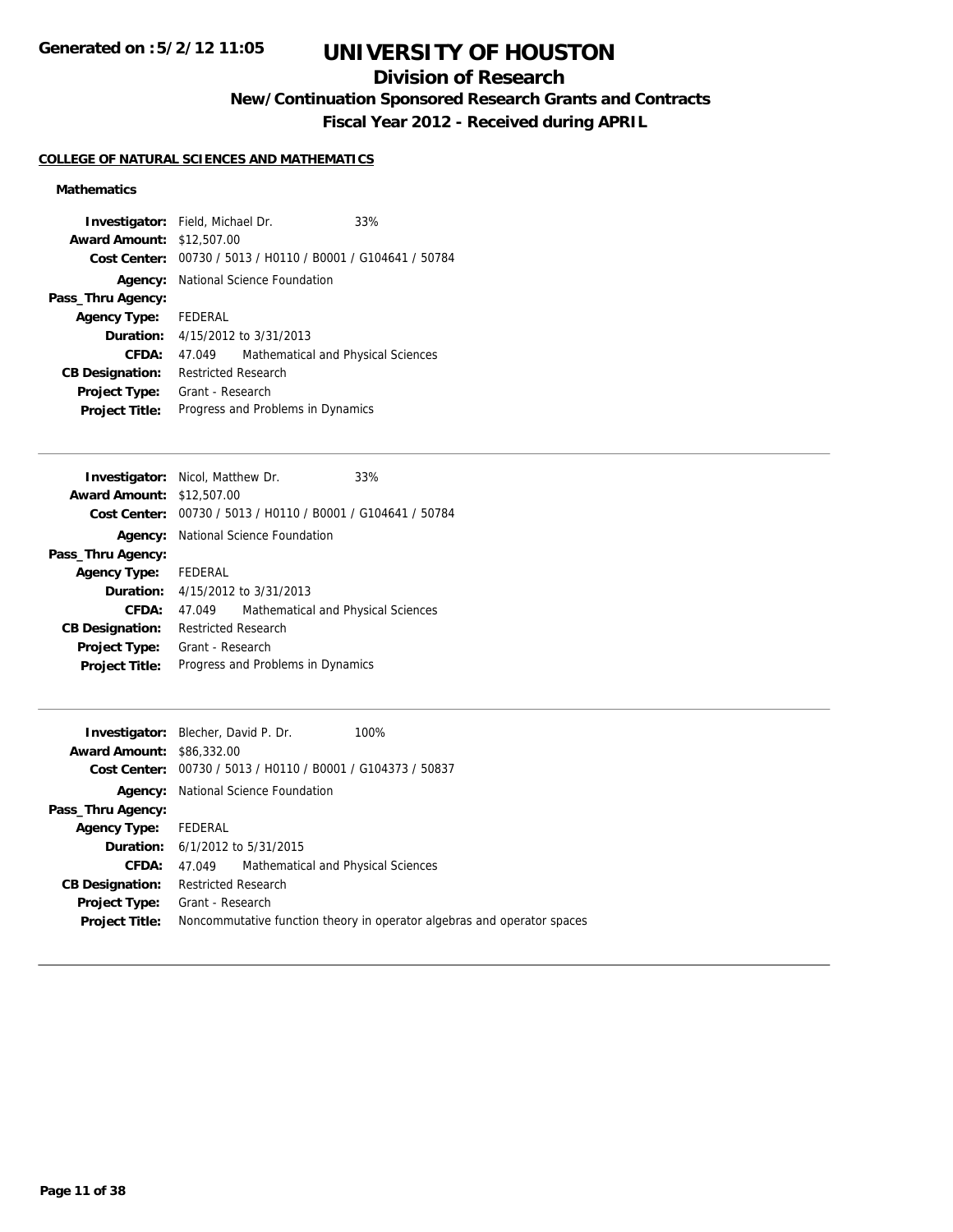# UNIVERSITY OF HOUSTON

## Division of Research

### New/Continuation Sponsored Research Grants and Contracts

### Fiscal Year 2012 - Received during APRIL

Generated on :5/2/12 11:05

**COLLEGE OF NATURAL SCIENCES AND MATHEMATICS**

**Mathematics**

| | |
|---|---|
| **Investigator:** | Field, Michael Dr. 33% |
| **Award Amount:** | $12,507.00 |
| **Cost Center:** | 00730 / 5013 / H0110 / B0001 / G104641 / 50784 |
| **Agency:** | National Science Foundation |
| **Pass_Thru Agency:** | |
| **Agency Type:** | FEDERAL |
| **Duration:** | 4/15/2012 to 3/31/2013 |
| **CFDA:** | 47.049 Mathematical and Physical Sciences |
| **CB Designation:** | Restricted Research |
| **Project Type:** | Grant - Research |
| **Project Title:** | Progress and Problems in Dynamics |

---

| | |
|---|---|
| **Investigator:** | Nicol, Matthew Dr. 33% |
| **Award Amount:** | $12,507.00 |
| **Cost Center:** | 00730 / 5013 / H0110 / B0001 / G104641 / 50784 |
| **Agency:** | National Science Foundation |
| **Pass_Thru Agency:** | |
| **Agency Type:** | FEDERAL |
| **Duration:** | 4/15/2012 to 3/31/2013 |
| **CFDA:** | 47.049 Mathematical and Physical Sciences |
| **CB Designation:** | Restricted Research |
| **Project Type:** | Grant - Research |
| **Project Title:** | Progress and Problems in Dynamics |

---

| | |
|---|---|
| **Investigator:** | Blecher, David P. Dr. 100% |
| **Award Amount:** | $86,332.00 |
| **Cost Center:** | 00730 / 5013 / H0110 / B0001 / G104373 / 50837 |
| **Agency:** | National Science Foundation |
| **Pass_Thru Agency:** | |
| **Agency Type:** | FEDERAL |
| **Duration:** | 6/1/2012 to 5/31/2015 |
| **CFDA:** | 47.049 Mathematical and Physical Sciences |
| **CB Designation:** | Restricted Research |
| **Project Type:** | Grant - Research |
| **Project Title:** | Noncommutative function theory in operator algebras and operator spaces |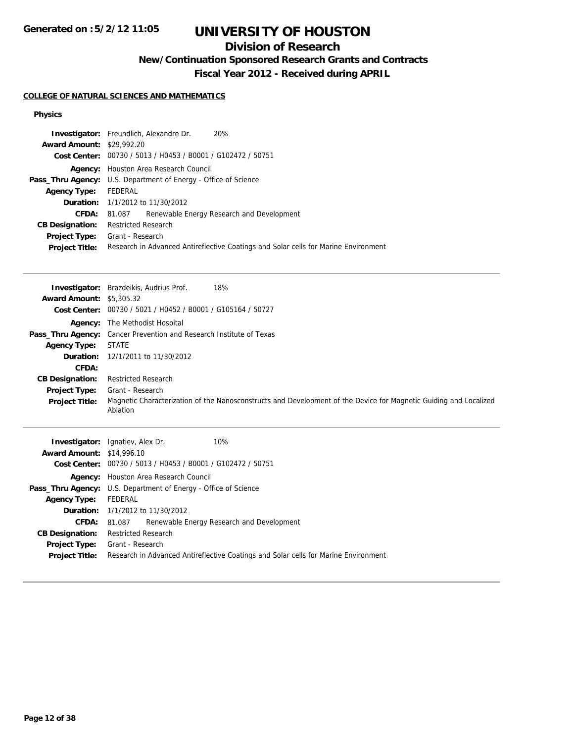# UNIVERSITY OF HOUSTON

## Division of Research

### New/Continuation Sponsored Research Grants and Contracts

### Fiscal Year 2012 - Received during APRIL

**COLLEGE OF NATURAL SCIENCES AND MATHEMATICS**

**Physics**

**Investigator:** Freundlich, Alexandre Dr. 20%
**Award Amount:** $29,992.20
**Cost Center:** 00730 / 5013 / H0453 / B0001 / G102472 / 50751
**Agency:** Houston Area Research Council
**Pass_Thru Agency:** U.S. Department of Energy - Office of Science
**Agency Type:** FEDERAL
**Duration:** 1/1/2012 to 11/30/2012
**CFDA:** 81.087 Renewable Energy Research and Development
**CB Designation:** Restricted Research
**Project Type:** Grant - Research
**Project Title:** Research in Advanced Antireflective Coatings and Solar cells for Marine Environment

---

**Investigator:** Brazdeikis, Audrius Prof. 18%
**Award Amount:** $5,305.32
**Cost Center:** 00730 / 5021 / H0452 / B0001 / G105164 / 50727
**Agency:** The Methodist Hospital
**Pass_Thru Agency:** Cancer Prevention and Research Institute of Texas
**Agency Type:** STATE
**Duration:** 12/1/2011 to 11/30/2012
**CFDA:**
**CB Designation:** Restricted Research
**Project Type:** Grant - Research
**Project Title:** Magnetic Characterization of the Nanosconstructs and Development of the Device for Magnetic Guiding and Localized Ablation

---

**Investigator:** Ignatiev, Alex Dr. 10%
**Award Amount:** $14,996.10
**Cost Center:** 00730 / 5013 / H0453 / B0001 / G102472 / 50751
**Agency:** Houston Area Research Council
**Pass_Thru Agency:** U.S. Department of Energy - Office of Science
**Agency Type:** FEDERAL
**Duration:** 1/1/2012 to 11/30/2012
**CFDA:** 81.087 Renewable Energy Research and Development
**CB Designation:** Restricted Research
**Project Type:** Grant - Research
**Project Title:** Research in Advanced Antireflective Coatings and Solar cells for Marine Environment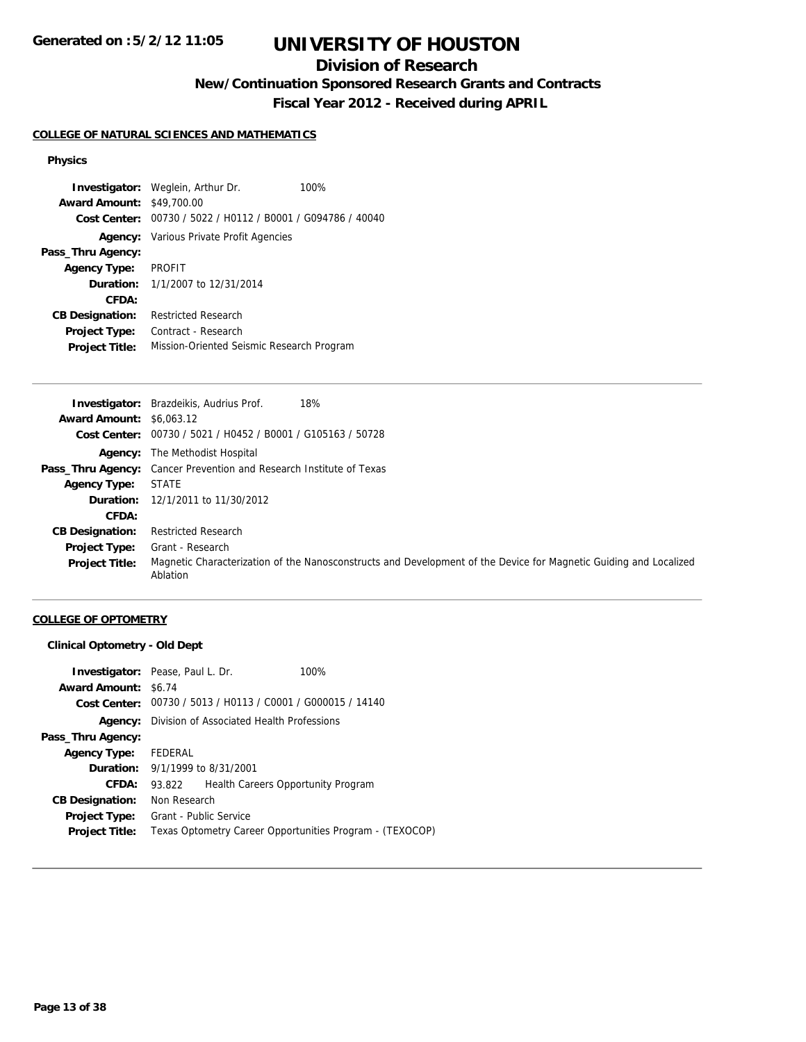# UNIVERSITY OF HOUSTON

## Division of Research

### New/Continuation Sponsored Research Grants and Contracts

### Fiscal Year 2012 - Received during APRIL

**COLLEGE OF NATURAL SCIENCES AND MATHEMATICS**

**Physics**

**Investigator:** Weglein, Arthur Dr. 100%
**Award Amount:** $49,700.00
**Cost Center:** 00730 / 5022 / H0112 / B0001 / G094786 / 40040
**Agency:** Various Private Profit Agencies
**Pass_Thru Agency:**
**Agency Type:** PROFIT
**Duration:** 1/1/2007 to 12/31/2014
**CFDA:**
**CB Designation:** Restricted Research
**Project Type:** Contract - Research
**Project Title:** Mission-Oriented Seismic Research Program

---

**Investigator:** Brazdeikis, Audrius Prof. 18%
**Award Amount:** $6,063.12
**Cost Center:** 00730 / 5021 / H0452 / B0001 / G105163 / 50728
**Agency:** The Methodist Hospital
**Pass_Thru Agency:** Cancer Prevention and Research Institute of Texas
**Agency Type:** STATE
**Duration:** 12/1/2011 to 11/30/2012
**CFDA:**
**CB Designation:** Restricted Research
**Project Type:** Grant - Research
**Project Title:** Magnetic Characterization of the Nanosconstructs and Development of the Device for Magnetic Guiding and Localized Ablation

---

**COLLEGE OF OPTOMETRY**

**Clinical Optometry - Old Dept**

**Investigator:** Pease, Paul L. Dr. 100%
**Award Amount:** $6.74
**Cost Center:** 00730 / 5013 / H0113 / C0001 / G000015 / 14140
**Agency:** Division of Associated Health Professions
**Pass_Thru Agency:**
**Agency Type:** FEDERAL
**Duration:** 9/1/1999 to 8/31/2001
**CFDA:** 93.822 Health Careers Opportunity Program
**CB Designation:** Non Research
**Project Type:** Grant - Public Service
**Project Title:** Texas Optometry Career Opportunities Program - (TEXOCOP)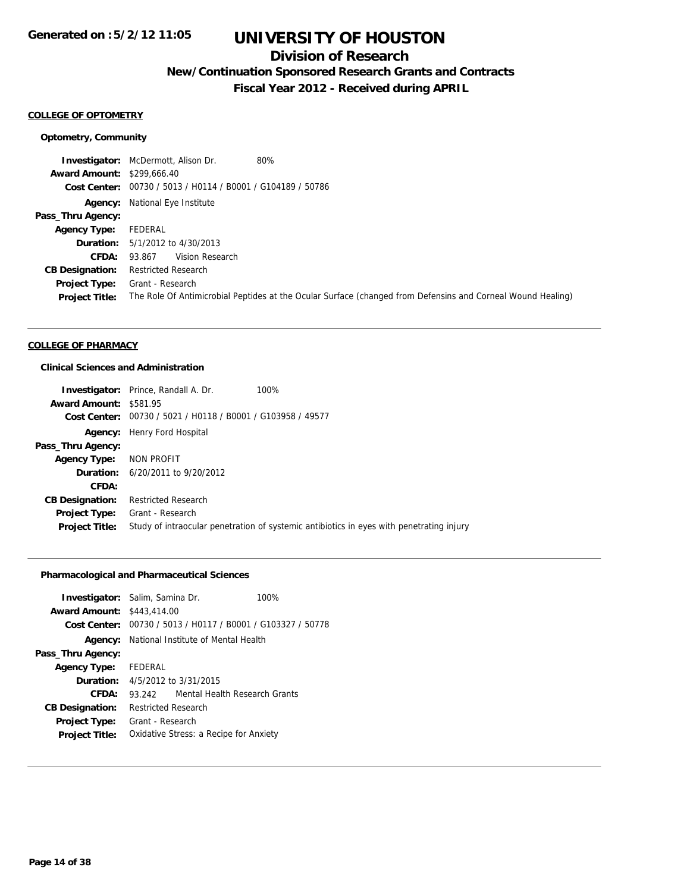# UNIVERSITY OF HOUSTON

## Division of Research

### New/Continuation Sponsored Research Grants and Contracts

### Fiscal Year 2012 - Received during APRIL

Generated on :5/2/12 11:05

#### COLLEGE OF OPTOMETRY

##### Optometry, Community

**Investigator:** McDermott, Alison Dr. 80%
**Award Amount:** $299,666.40
**Cost Center:** 00730 / 5013 / H0114 / B0001 / G104189 / 50786
**Agency:** National Eye Institute
**Pass_Thru Agency:**
**Agency Type:** FEDERAL
**Duration:** 5/1/2012 to 4/30/2013
**CFDA:** 93.867 Vision Research
**CB Designation:** Restricted Research
**Project Type:** Grant - Research
**Project Title:** The Role Of Antimicrobial Peptides at the Ocular Surface (changed from Defensins and Corneal Wound Healing)

---

#### COLLEGE OF PHARMACY

##### Clinical Sciences and Administration

**Investigator:** Prince, Randall A. Dr. 100%
**Award Amount:** $581.95
**Cost Center:** 00730 / 5021 / H0118 / B0001 / G103958 / 49577
**Agency:** Henry Ford Hospital
**Pass_Thru Agency:**
**Agency Type:** NON PROFIT
**Duration:** 6/20/2011 to 9/20/2012
**CFDA:**
**CB Designation:** Restricted Research
**Project Type:** Grant - Research
**Project Title:** Study of intraocular penetration of systemic antibiotics in eyes with penetrating injury

---

##### Pharmacological and Pharmaceutical Sciences

**Investigator:** Salim, Samina Dr. 100%
**Award Amount:** $443,414.00
**Cost Center:** 00730 / 5013 / H0117 / B0001 / G103327 / 50778
**Agency:** National Institute of Mental Health
**Pass_Thru Agency:**
**Agency Type:** FEDERAL
**Duration:** 4/5/2012 to 3/31/2015
**CFDA:** 93.242 Mental Health Research Grants
**CB Designation:** Restricted Research
**Project Type:** Grant - Research
**Project Title:** Oxidative Stress: a Recipe for Anxiety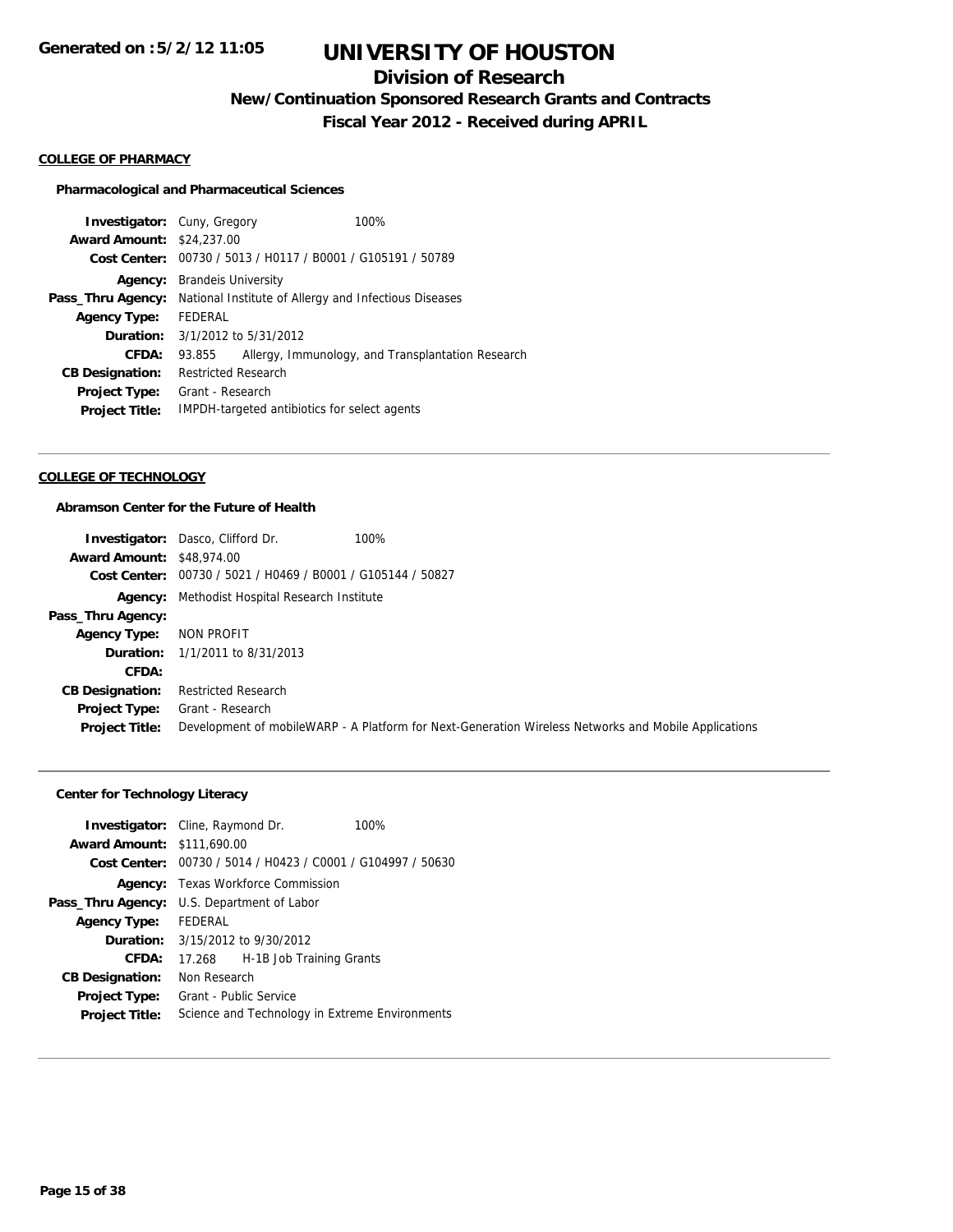# UNIVERSITY OF HOUSTON

## Division of Research

### New/Continuation Sponsored Research Grants and Contracts

### Fiscal Year 2012 - Received during APRIL

Generated on :5/2/12 11:05

**COLLEGE OF PHARMACY**

**Pharmacological and Pharmaceutical Sciences**

| | |
|---|---|
| **Investigator:** | Cuny, Gregory 100% |
| **Award Amount:** | $24,237.00 |
| **Cost Center:** | 00730 / 5013 / H0117 / B0001 / G105191 / 50789 |
| **Agency:** | Brandeis University |
| **Pass_Thru Agency:** | National Institute of Allergy and Infectious Diseases |
| **Agency Type:** | FEDERAL |
| **Duration:** | 3/1/2012 to 5/31/2012 |
| **CFDA:** | 93.855 Allergy, Immunology, and Transplantation Research |
| **CB Designation:** | Restricted Research |
| **Project Type:** | Grant - Research |
| **Project Title:** | IMPDH-targeted antibiotics for select agents |

---

**COLLEGE OF TECHNOLOGY**

**Abramson Center for the Future of Health**

| | |
|---|---|
| **Investigator:** | Dasco, Clifford Dr. 100% |
| **Award Amount:** | $48,974.00 |
| **Cost Center:** | 00730 / 5021 / H0469 / B0001 / G105144 / 50827 |
| **Agency:** | Methodist Hospital Research Institute |
| **Pass_Thru Agency:** | |
| **Agency Type:** | NON PROFIT |
| **Duration:** | 1/1/2011 to 8/31/2013 |
| **CFDA:** | |
| **CB Designation:** | Restricted Research |
| **Project Type:** | Grant - Research |
| **Project Title:** | Development of mobileWARP - A Platform for Next-Generation Wireless Networks and Mobile Applications |

---

**Center for Technology Literacy**

| | |
|---|---|
| **Investigator:** | Cline, Raymond Dr. 100% |
| **Award Amount:** | $111,690.00 |
| **Cost Center:** | 00730 / 5014 / H0423 / C0001 / G104997 / 50630 |
| **Agency:** | Texas Workforce Commission |
| **Pass_Thru Agency:** | U.S. Department of Labor |
| **Agency Type:** | FEDERAL |
| **Duration:** | 3/15/2012 to 9/30/2012 |
| **CFDA:** | 17.268 H-1B Job Training Grants |
| **CB Designation:** | Non Research |
| **Project Type:** | Grant - Public Service |
| **Project Title:** | Science and Technology in Extreme Environments |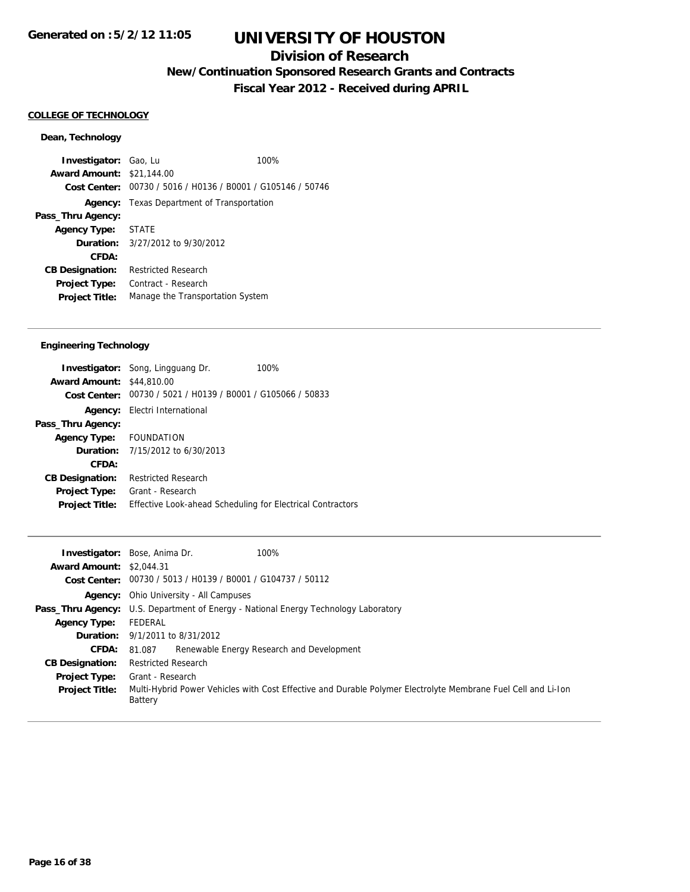## COLLEGE OF TECHNOLOGY

### Dean, Technology

| | | |
|---|---|---|
| **Investigator:** | Gao, Lu | 100% |
| **Award Amount:** | $21,144.00 | |
| **Cost Center:** | 00730 / 5016 / H0136 / B0001 / G105146 / 50746 | |
| **Agency:** | Texas Department of Transportation | |
| **Pass_Thru Agency:** | | |
| **Agency Type:** | STATE | |
| **Duration:** | 3/27/2012 to 9/30/2012 | |
| **CFDA:** | | |
| **CB Designation:** | Restricted Research | |
| **Project Type:** | Contract - Research | |
| **Project Title:** | Manage the Transportation System | |

### Engineering Technology

| | | |
|---|---|---|
| **Investigator:** | Song, Lingguang Dr. | 100% |
| **Award Amount:** | $44,810.00 | |
| **Cost Center:** | 00730 / 5021 / H0139 / B0001 / G105066 / 50833 | |
| **Agency:** | Electri International | |
| **Pass_Thru Agency:** | | |
| **Agency Type:** | FOUNDATION | |
| **Duration:** | 7/15/2012 to 6/30/2013 | |
| **CFDA:** | | |
| **CB Designation:** | Restricted Research | |
| **Project Type:** | Grant - Research | |
| **Project Title:** | Effective Look-ahead Scheduling for Electrical Contractors | |

| | | |
|---|---|---|
| **Investigator:** | Bose, Anima Dr. | 100% |
| **Award Amount:** | $2,044.31 | |
| **Cost Center:** | 00730 / 5013 / H0139 / B0001 / G104737 / 50112 | |
| **Agency:** | Ohio University - All Campuses | |
| **Pass_Thru Agency:** | U.S. Department of Energy - National Energy Technology Laboratory | |
| **Agency Type:** | FEDERAL | |
| **Duration:** | 9/1/2011 to 8/31/2012 | |
| **CFDA:** | 81.087 Renewable Energy Research and Development | |
| **CB Designation:** | Restricted Research | |
| **Project Type:** | Grant - Research | |
| **Project Title:** | Multi-Hybrid Power Vehicles with Cost Effective and Durable Polymer Electrolyte Membrane Fuel Cell and Li-Ion Battery | |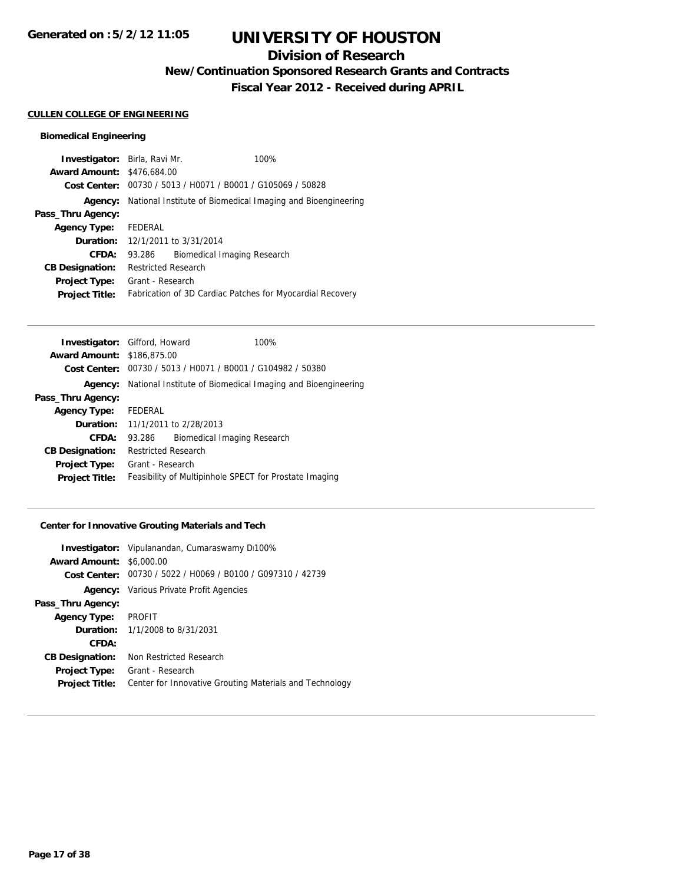# UNIVERSITY OF HOUSTON

## Division of Research

### New/Continuation Sponsored Research Grants and Contracts

### Fiscal Year 2012 - Received during APRIL

Generated on :5/2/12 11:05

**CULLEN COLLEGE OF ENGINEERING**

**Biomedical Engineering**

| | |
|---|---|
| **Investigator:** | Birla, Ravi Mr. 100% |
| **Award Amount:** | $476,684.00 |
| **Cost Center:** | 00730 / 5013 / H0071 / B0001 / G105069 / 50828 |
| **Agency:** | National Institute of Biomedical Imaging and Bioengineering |
| **Pass_Thru Agency:** | |
| **Agency Type:** | FEDERAL |
| **Duration:** | 12/1/2011 to 3/31/2014 |
| **CFDA:** | 93.286 Biomedical Imaging Research |
| **CB Designation:** | Restricted Research |
| **Project Type:** | Grant - Research |
| **Project Title:** | Fabrication of 3D Cardiac Patches for Myocardial Recovery |

| | |
|---|---|
| **Investigator:** | Gifford, Howard 100% |
| **Award Amount:** | $186,875.00 |
| **Cost Center:** | 00730 / 5013 / H0071 / B0001 / G104982 / 50380 |
| **Agency:** | National Institute of Biomedical Imaging and Bioengineering |
| **Pass_Thru Agency:** | |
| **Agency Type:** | FEDERAL |
| **Duration:** | 11/1/2011 to 2/28/2013 |
| **CFDA:** | 93.286 Biomedical Imaging Research |
| **CB Designation:** | Restricted Research |
| **Project Type:** | Grant - Research |
| **Project Title:** | Feasibility of Multipinhole SPECT for Prostate Imaging |

**Center for Innovative Grouting Materials and Tech**

| | |
|---|---|
| **Investigator:** | Vipulanandan, Cumaraswamy D 100% |
| **Award Amount:** | $6,000.00 |
| **Cost Center:** | 00730 / 5022 / H0069 / B0100 / G097310 / 42739 |
| **Agency:** | Various Private Profit Agencies |
| **Pass_Thru Agency:** | |
| **Agency Type:** | PROFIT |
| **Duration:** | 1/1/2008 to 8/31/2031 |
| **CFDA:** | |
| **CB Designation:** | Non Restricted Research |
| **Project Type:** | Grant - Research |
| **Project Title:** | Center for Innovative Grouting Materials and Technology |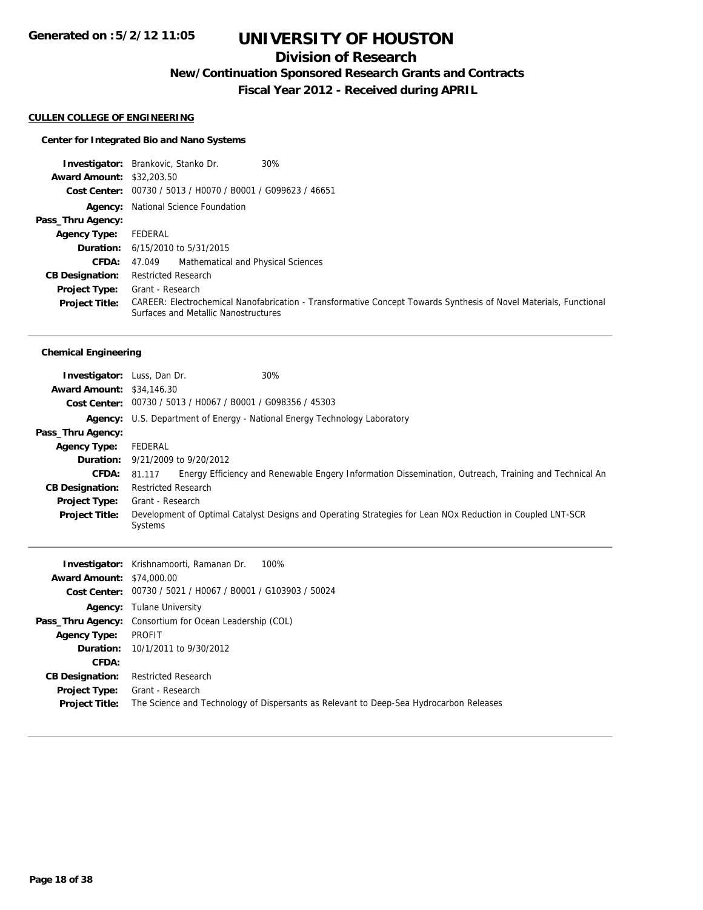# UNIVERSITY OF HOUSTON

## Division of Research

### New/Continuation Sponsored Research Grants and Contracts

### Fiscal Year 2012 - Received during APRIL

Generated on :5/2/12 11:05

**CULLEN COLLEGE OF ENGINEERING**

**Center for Integrated Bio and Nano Systems**

| | | |
|---|---|---|
| **Investigator:** | Brankovic, Stanko Dr. | 30% |
| **Award Amount:** | $32,203.50 | |
| **Cost Center:** | 00730 / 5013 / H0070 / B0001 / G099623 / 46651 | |
| **Agency:** | National Science Foundation | |
| **Pass_Thru Agency:** | | |
| **Agency Type:** | FEDERAL | |
| **Duration:** | 6/15/2010 to 5/31/2015 | |
| **CFDA:** | 47.049 Mathematical and Physical Sciences | |
| **CB Designation:** | Restricted Research | |
| **Project Type:** | Grant - Research | |
| **Project Title:** | CAREER: Electrochemical Nanofabrication - Transformative Concept Towards Synthesis of Novel Materials, Functional Surfaces and Metallic Nanostructures | |

**Chemical Engineering**

| | | |
|---|---|---|
| **Investigator:** | Luss, Dan Dr. | 30% |
| **Award Amount:** | $34,146.30 | |
| **Cost Center:** | 00730 / 5013 / H0067 / B0001 / G098356 / 45303 | |
| **Agency:** | U.S. Department of Energy - National Energy Technology Laboratory | |
| **Pass_Thru Agency:** | | |
| **Agency Type:** | FEDERAL | |
| **Duration:** | 9/21/2009 to 9/20/2012 | |
| **CFDA:** | 81.117 Energy Efficiency and Renewable Engery Information Dissemination, Outreach, Training and Technical An | |
| **CB Designation:** | Restricted Research | |
| **Project Type:** | Grant - Research | |
| **Project Title:** | Development of Optimal Catalyst Designs and Operating Strategies for Lean NOx Reduction in Coupled LNT-SCR Systems | |

| | | |
|---|---|---|
| **Investigator:** | Krishnamoorti, Ramanan Dr. | 100% |
| **Award Amount:** | $74,000.00 | |
| **Cost Center:** | 00730 / 5021 / H0067 / B0001 / G103903 / 50024 | |
| **Agency:** | Tulane University | |
| **Pass_Thru Agency:** | Consortium for Ocean Leadership (COL) | |
| **Agency Type:** | PROFIT | |
| **Duration:** | 10/1/2011 to 9/30/2012 | |
| **CFDA:** | | |
| **CB Designation:** | Restricted Research | |
| **Project Type:** | Grant - Research | |
| **Project Title:** | The Science and Technology of Dispersants as Relevant to Deep-Sea Hydrocarbon Releases | |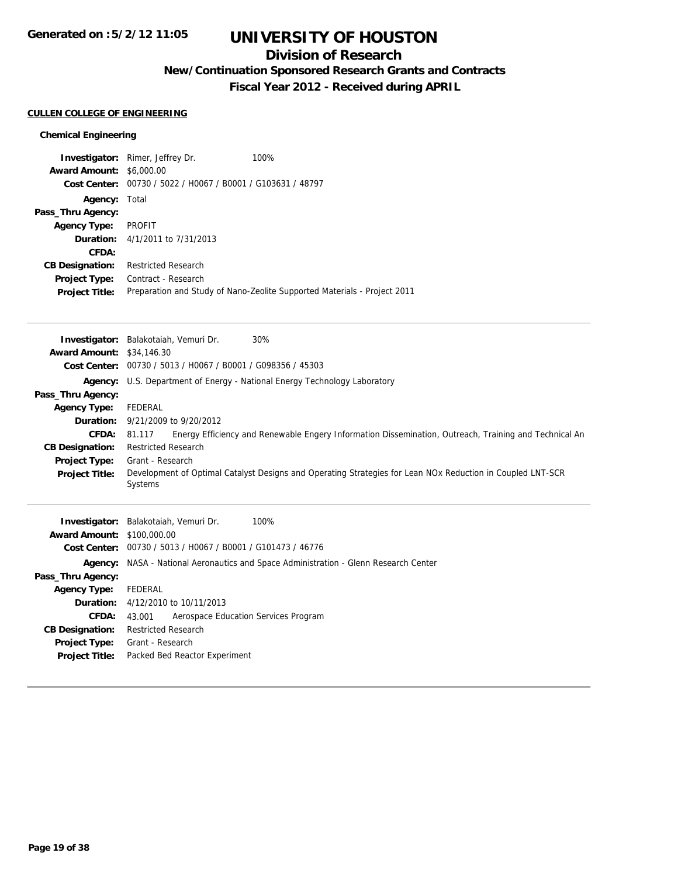# UNIVERSITY OF HOUSTON

## Division of Research

### New/Continuation Sponsored Research Grants and Contracts

### Fiscal Year 2012 - Received during APRIL

Generated on :5/2/12 11:05

**CULLEN COLLEGE OF ENGINEERING**

**Chemical Engineering**

**Investigator:** Rimer, Jeffrey Dr. 100%
**Award Amount:** $6,000.00
**Cost Center:** 00730 / 5022 / H0067 / B0001 / G103631 / 48797
**Agency:** Total
**Pass_Thru Agency:**
**Agency Type:** PROFIT
**Duration:** 4/1/2011 to 7/31/2013
**CFDA:**
**CB Designation:** Restricted Research
**Project Type:** Contract - Research
**Project Title:** Preparation and Study of Nano-Zeolite Supported Materials - Project 2011

---

**Investigator:** Balakotaiah, Vemuri Dr. 30%
**Award Amount:** $34,146.30
**Cost Center:** 00730 / 5013 / H0067 / B0001 / G098356 / 45303
**Agency:** U.S. Department of Energy - National Energy Technology Laboratory
**Pass_Thru Agency:**
**Agency Type:** FEDERAL
**Duration:** 9/21/2009 to 9/20/2012
**CFDA:** 81.117 Energy Efficiency and Renewable Engery Information Dissemination, Outreach, Training and Technical An
**CB Designation:** Restricted Research
**Project Type:** Grant - Research
**Project Title:** Development of Optimal Catalyst Designs and Operating Strategies for Lean NOx Reduction in Coupled LNT-SCR Systems

---

**Investigator:** Balakotaiah, Vemuri Dr. 100%
**Award Amount:** $100,000.00
**Cost Center:** 00730 / 5013 / H0067 / B0001 / G101473 / 46776
**Agency:** NASA - National Aeronautics and Space Administration - Glenn Research Center
**Pass_Thru Agency:**
**Agency Type:** FEDERAL
**Duration:** 4/12/2010 to 10/11/2013
**CFDA:** 43.001 Aerospace Education Services Program
**CB Designation:** Restricted Research
**Project Type:** Grant - Research
**Project Title:** Packed Bed Reactor Experiment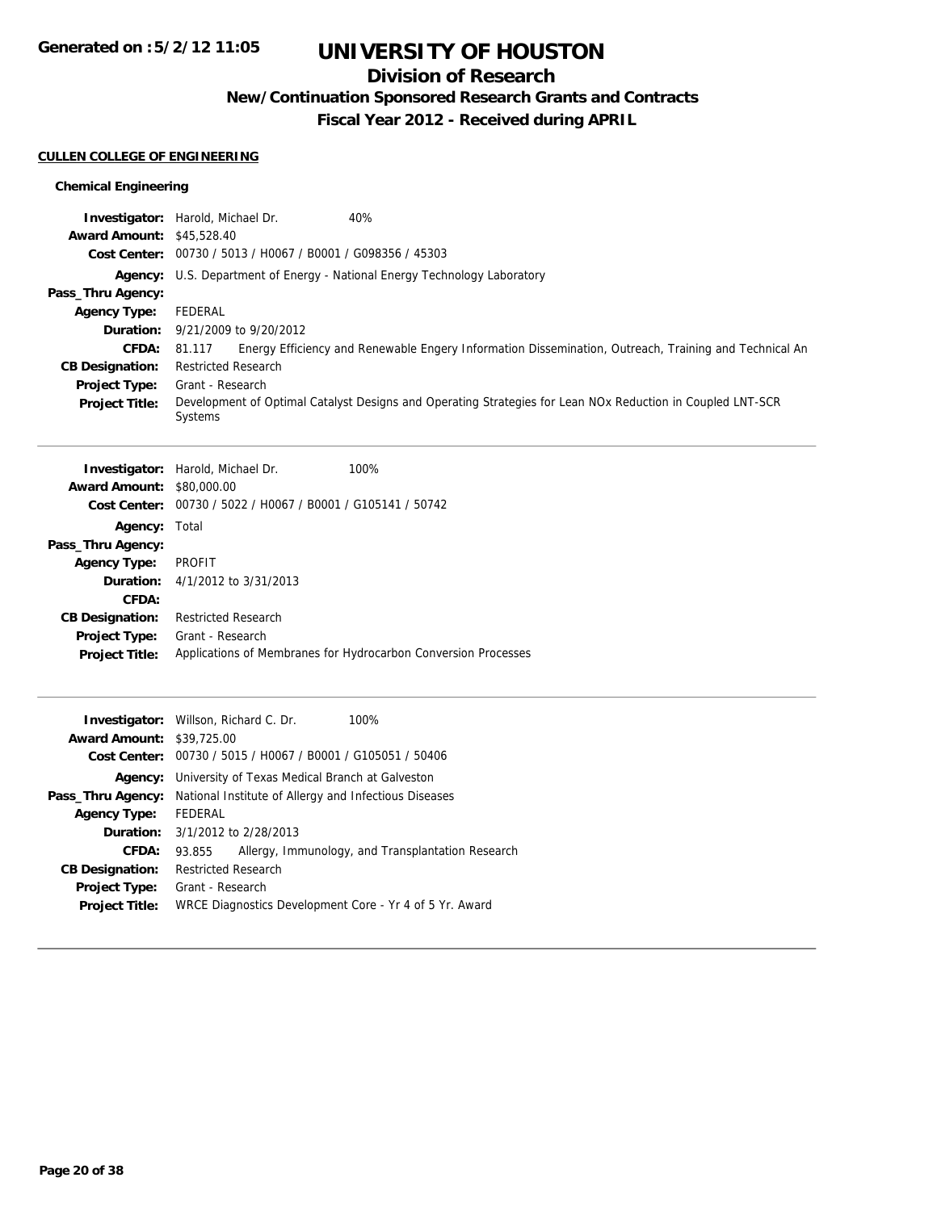# UNIVERSITY OF HOUSTON

## Division of Research

### New/Continuation Sponsored Research Grants and Contracts

### Fiscal Year 2012 - Received during APRIL

Generated on :5/2/12 11:05

**CULLEN COLLEGE OF ENGINEERING**

**Chemical Engineering**

| | |
|---|---|
| **Investigator:** | Harold, Michael Dr. 40% |
| **Award Amount:** | $45,528.40 |
| **Cost Center:** | 00730 / 5013 / H0067 / B0001 / G098356 / 45303 |
| **Agency:** | U.S. Department of Energy - National Energy Technology Laboratory |
| **Pass_Thru Agency:** | |
| **Agency Type:** | FEDERAL |
| **Duration:** | 9/21/2009 to 9/20/2012 |
| **CFDA:** | 81.117 Energy Efficiency and Renewable Engery Information Dissemination, Outreach, Training and Technical An |
| **CB Designation:** | Restricted Research |
| **Project Type:** | Grant - Research |
| **Project Title:** | Development of Optimal Catalyst Designs and Operating Strategies for Lean NOx Reduction in Coupled LNT-SCR Systems |

---

| | |
|---|---|
| **Investigator:** | Harold, Michael Dr. 100% |
| **Award Amount:** | $80,000.00 |
| **Cost Center:** | 00730 / 5022 / H0067 / B0001 / G105141 / 50742 |
| **Agency:** | Total |
| **Pass_Thru Agency:** | |
| **Agency Type:** | PROFIT |
| **Duration:** | 4/1/2012 to 3/31/2013 |
| **CFDA:** | |
| **CB Designation:** | Restricted Research |
| **Project Type:** | Grant - Research |
| **Project Title:** | Applications of Membranes for Hydrocarbon Conversion Processes |

---

| | |
|---|---|
| **Investigator:** | Willson, Richard C. Dr. 100% |
| **Award Amount:** | $39,725.00 |
| **Cost Center:** | 00730 / 5015 / H0067 / B0001 / G105051 / 50406 |
| **Agency:** | University of Texas Medical Branch at Galveston |
| **Pass_Thru Agency:** | National Institute of Allergy and Infectious Diseases |
| **Agency Type:** | FEDERAL |
| **Duration:** | 3/1/2012 to 2/28/2013 |
| **CFDA:** | 93.855 Allergy, Immunology, and Transplantation Research |
| **CB Designation:** | Restricted Research |
| **Project Type:** | Grant - Research |
| **Project Title:** | WRCE Diagnostics Development Core - Yr 4 of 5 Yr. Award |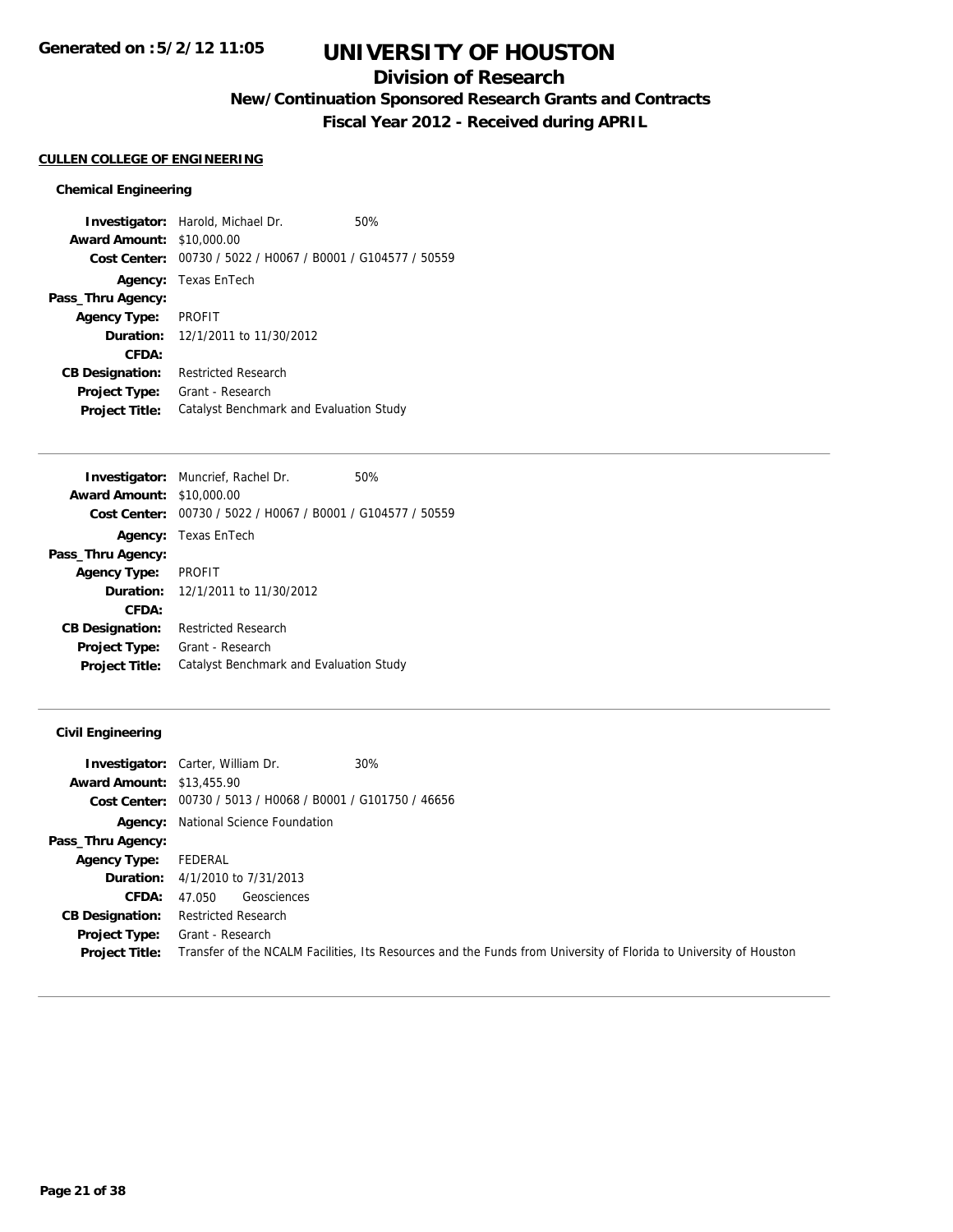**Generated on :5/2/12 11:05**

# UNIVERSITY OF HOUSTON

## Division of Research

### New/Continuation Sponsored Research Grants and Contracts

### Fiscal Year 2012 - Received during APRIL

**CULLEN COLLEGE OF ENGINEERING**

#### Chemical Engineering

| | | |
|---|---|---|
| **Investigator:** | Harold, Michael Dr. | 50% |
| **Award Amount:** | $10,000.00 | |
| **Cost Center:** | 00730 / 5022 / H0067 / B0001 / G104577 / 50559 | |
| **Agency:** | Texas EnTech | |
| **Pass_Thru Agency:** | | |
| **Agency Type:** | PROFIT | |
| **Duration:** | 12/1/2011 to 11/30/2012 | |
| **CFDA:** | | |
| **CB Designation:** | Restricted Research | |
| **Project Type:** | Grant - Research | |
| **Project Title:** | Catalyst Benchmark and Evaluation Study | |

---

| | | |
|---|---|---|
| **Investigator:** | Muncrief, Rachel Dr. | 50% |
| **Award Amount:** | $10,000.00 | |
| **Cost Center:** | 00730 / 5022 / H0067 / B0001 / G104577 / 50559 | |
| **Agency:** | Texas EnTech | |
| **Pass_Thru Agency:** | | |
| **Agency Type:** | PROFIT | |
| **Duration:** | 12/1/2011 to 11/30/2012 | |
| **CFDA:** | | |
| **CB Designation:** | Restricted Research | |
| **Project Type:** | Grant - Research | |
| **Project Title:** | Catalyst Benchmark and Evaluation Study | |

---

#### Civil Engineering

| | | |
|---|---|---|
| **Investigator:** | Carter, William Dr. | 30% |
| **Award Amount:** | $13,455.90 | |
| **Cost Center:** | 00730 / 5013 / H0068 / B0001 / G101750 / 46656 | |
| **Agency:** | National Science Foundation | |
| **Pass_Thru Agency:** | | |
| **Agency Type:** | FEDERAL | |
| **Duration:** | 4/1/2010 to 7/31/2013 | |
| **CFDA:** | 47.050 Geosciences | |
| **CB Designation:** | Restricted Research | |
| **Project Type:** | Grant - Research | |
| **Project Title:** | Transfer of the NCALM Facilities, Its Resources and the Funds from University of Florida to University of Houston | |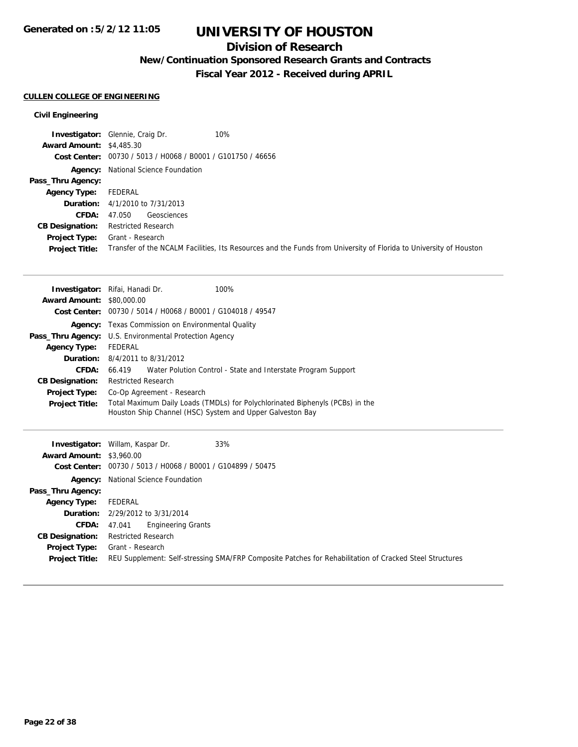# UNIVERSITY OF HOUSTON

## Division of Research

### New/Continuation Sponsored Research Grants and Contracts

### Fiscal Year 2012 - Received during APRIL

Generated on :5/2/12 11:05

**CULLEN COLLEGE OF ENGINEERING**

**Civil Engineering**

| | |
|---|---|
| **Investigator:** | Glennie, Craig Dr. 10% |
| **Award Amount:** | $4,485.30 |
| **Cost Center:** | 00730 / 5013 / H0068 / B0001 / G101750 / 46656 |
| **Agency:** | National Science Foundation |
| **Pass_Thru Agency:** | |
| **Agency Type:** | FEDERAL |
| **Duration:** | 4/1/2010 to 7/31/2013 |
| **CFDA:** | 47.050 Geosciences |
| **CB Designation:** | Restricted Research |
| **Project Type:** | Grant - Research |
| **Project Title:** | Transfer of the NCALM Facilities, Its Resources and the Funds from University of Florida to University of Houston |

---

| | |
|---|---|
| **Investigator:** | Rifai, Hanadi Dr. 100% |
| **Award Amount:** | $80,000.00 |
| **Cost Center:** | 00730 / 5014 / H0068 / B0001 / G104018 / 49547 |
| **Agency:** | Texas Commission on Environmental Quality |
| **Pass_Thru Agency:** | U.S. Environmental Protection Agency |
| **Agency Type:** | FEDERAL |
| **Duration:** | 8/4/2011 to 8/31/2012 |
| **CFDA:** | 66.419 Water Polution Control - State and Interstate Program Support |
| **CB Designation:** | Restricted Research |
| **Project Type:** | Co-Op Agreement - Research |
| **Project Title:** | Total Maximum Daily Loads (TMDLs) for Polychlorinated Biphenyls (PCBs) in the Houston Ship Channel (HSC) System and Upper Galveston Bay |

---

| | |
|---|---|
| **Investigator:** | Willam, Kaspar Dr. 33% |
| **Award Amount:** | $3,960.00 |
| **Cost Center:** | 00730 / 5013 / H0068 / B0001 / G104899 / 50475 |
| **Agency:** | National Science Foundation |
| **Pass_Thru Agency:** | |
| **Agency Type:** | FEDERAL |
| **Duration:** | 2/29/2012 to 3/31/2014 |
| **CFDA:** | 47.041 Engineering Grants |
| **CB Designation:** | Restricted Research |
| **Project Type:** | Grant - Research |
| **Project Title:** | REU Supplement: Self-stressing SMA/FRP Composite Patches for Rehabilitation of Cracked Steel Structures |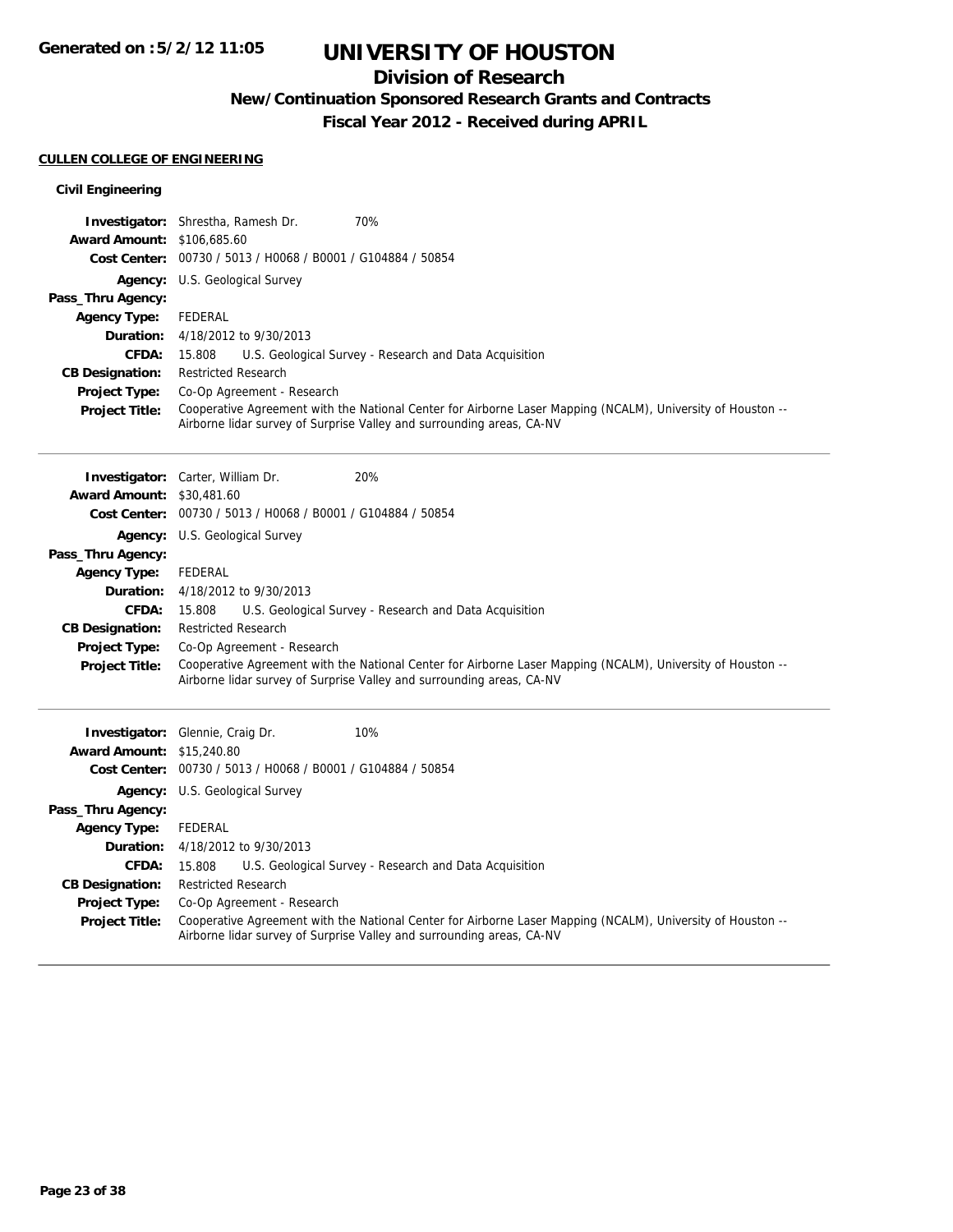# UNIVERSITY OF HOUSTON

## Division of Research

### New/Continuation Sponsored Research Grants and Contracts

### Fiscal Year 2012 - Received during APRIL

Generated on :5/2/12 11:05

**CULLEN COLLEGE OF ENGINEERING**

**Civil Engineering**

**Investigator:** Shrestha, Ramesh Dr. 70%
**Award Amount:** $106,685.60
**Cost Center:** 00730 / 5013 / H0068 / B0001 / G104884 / 50854
**Agency:** U.S. Geological Survey
**Pass_Thru Agency:**
**Agency Type:** FEDERAL
**Duration:** 4/18/2012 to 9/30/2013
**CFDA:** 15.808 U.S. Geological Survey - Research and Data Acquisition
**CB Designation:** Restricted Research
**Project Type:** Co-Op Agreement - Research
**Project Title:** Cooperative Agreement with the National Center for Airborne Laser Mapping (NCALM), University of Houston -- Airborne lidar survey of Surprise Valley and surrounding areas, CA-NV

---

**Investigator:** Carter, William Dr. 20%
**Award Amount:** $30,481.60
**Cost Center:** 00730 / 5013 / H0068 / B0001 / G104884 / 50854
**Agency:** U.S. Geological Survey
**Pass_Thru Agency:**
**Agency Type:** FEDERAL
**Duration:** 4/18/2012 to 9/30/2013
**CFDA:** 15.808 U.S. Geological Survey - Research and Data Acquisition
**CB Designation:** Restricted Research
**Project Type:** Co-Op Agreement - Research
**Project Title:** Cooperative Agreement with the National Center for Airborne Laser Mapping (NCALM), University of Houston -- Airborne lidar survey of Surprise Valley and surrounding areas, CA-NV

---

**Investigator:** Glennie, Craig Dr. 10%
**Award Amount:** $15,240.80
**Cost Center:** 00730 / 5013 / H0068 / B0001 / G104884 / 50854
**Agency:** U.S. Geological Survey
**Pass_Thru Agency:**
**Agency Type:** FEDERAL
**Duration:** 4/18/2012 to 9/30/2013
**CFDA:** 15.808 U.S. Geological Survey - Research and Data Acquisition
**CB Designation:** Restricted Research
**Project Type:** Co-Op Agreement - Research
**Project Title:** Cooperative Agreement with the National Center for Airborne Laser Mapping (NCALM), University of Houston -- Airborne lidar survey of Surprise Valley and surrounding areas, CA-NV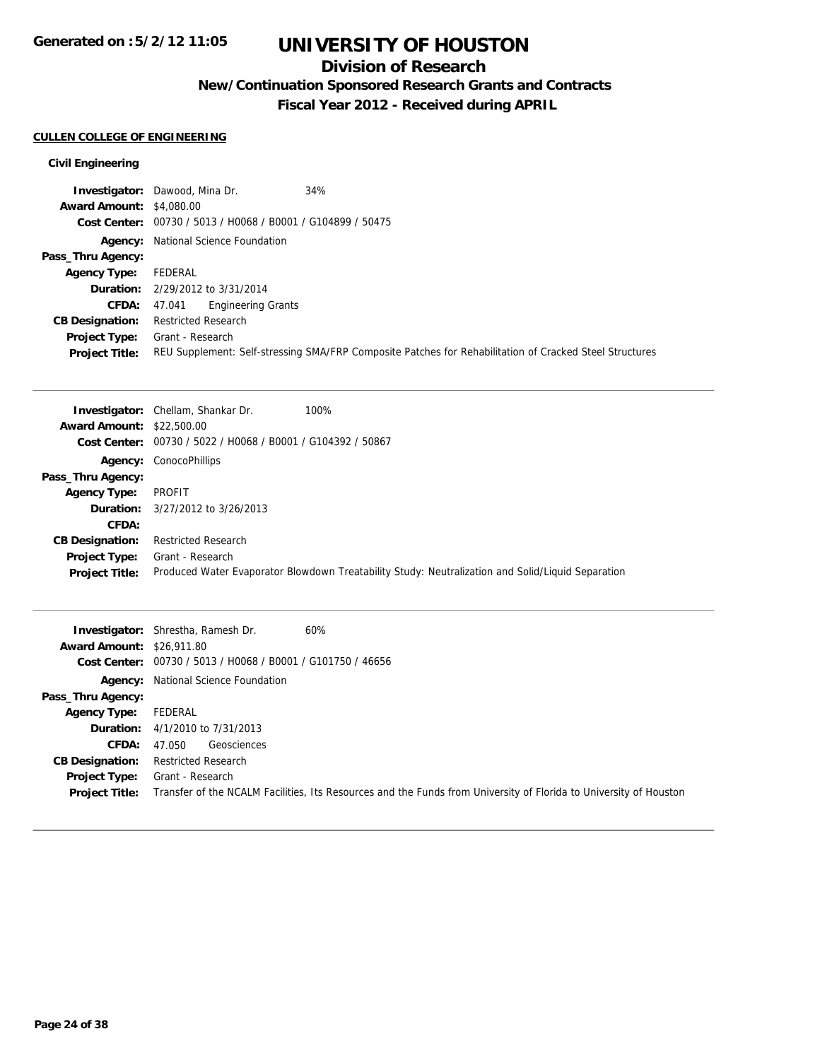# UNIVERSITY OF HOUSTON

## Division of Research

### New/Continuation Sponsored Research Grants and Contracts

### Fiscal Year 2012 - Received during APRIL

Generated on :5/2/12 11:05

**CULLEN COLLEGE OF ENGINEERING**

**Civil Engineering**

**Investigator:** Dawood, Mina Dr. 34%
**Award Amount:** $4,080.00
**Cost Center:** 00730 / 5013 / H0068 / B0001 / G104899 / 50475
**Agency:** National Science Foundation
**Pass_Thru Agency:**
**Agency Type:** FEDERAL
**Duration:** 2/29/2012 to 3/31/2014
**CFDA:** 47.041 Engineering Grants
**CB Designation:** Restricted Research
**Project Type:** Grant - Research
**Project Title:** REU Supplement: Self-stressing SMA/FRP Composite Patches for Rehabilitation of Cracked Steel Structures

---

**Investigator:** Chellam, Shankar Dr. 100%
**Award Amount:** $22,500.00
**Cost Center:** 00730 / 5022 / H0068 / B0001 / G104392 / 50867
**Agency:** ConocoPhillips
**Pass_Thru Agency:**
**Agency Type:** PROFIT
**Duration:** 3/27/2012 to 3/26/2013
**CFDA:**
**CB Designation:** Restricted Research
**Project Type:** Grant - Research
**Project Title:** Produced Water Evaporator Blowdown Treatability Study: Neutralization and Solid/Liquid Separation

---

**Investigator:** Shrestha, Ramesh Dr. 60%
**Award Amount:** $26,911.80
**Cost Center:** 00730 / 5013 / H0068 / B0001 / G101750 / 46656
**Agency:** National Science Foundation
**Pass_Thru Agency:**
**Agency Type:** FEDERAL
**Duration:** 4/1/2010 to 7/31/2013
**CFDA:** 47.050 Geosciences
**CB Designation:** Restricted Research
**Project Type:** Grant - Research
**Project Title:** Transfer of the NCALM Facilities, Its Resources and the Funds from University of Florida to University of Houston

---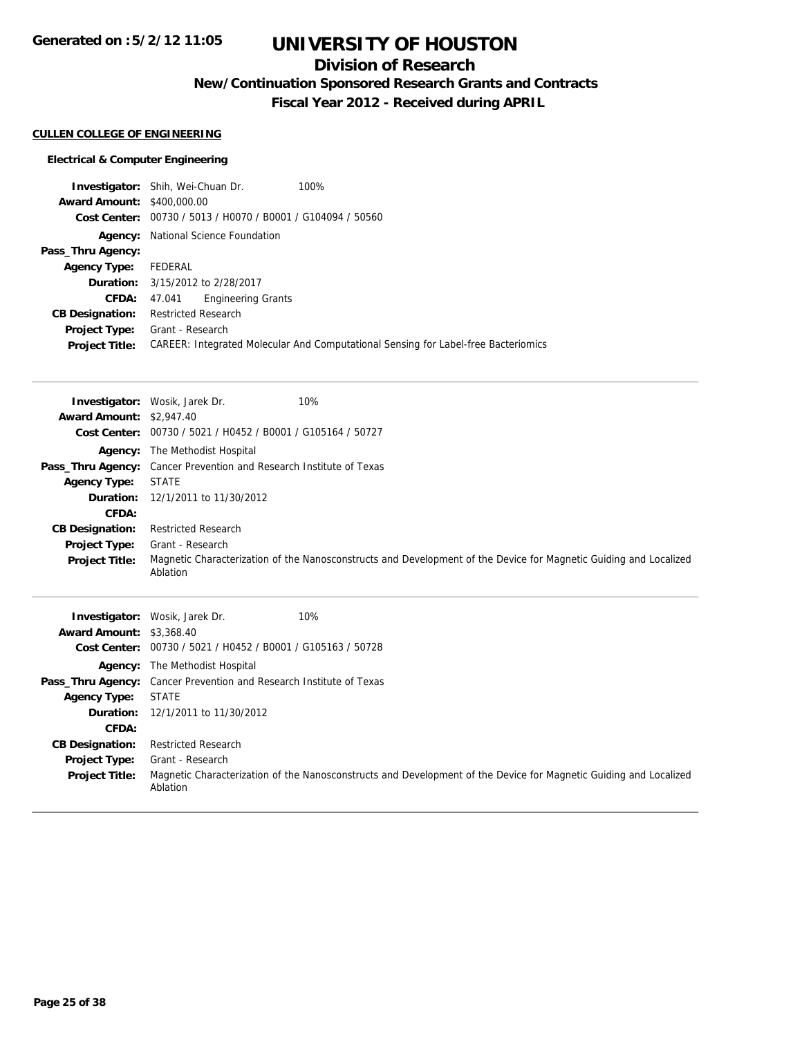# UNIVERSITY OF HOUSTON

## Division of Research

### New/Continuation Sponsored Research Grants and Contracts

### Fiscal Year 2012 - Received during APRIL

Generated on :5/2/12 11:05

**CULLEN COLLEGE OF ENGINEERING**

**Electrical & Computer Engineering**

**Investigator:** Shih, Wei-Chuan Dr. 100%
**Award Amount:** $400,000.00
**Cost Center:** 00730 / 5013 / H0070 / B0001 / G104094 / 50560
**Agency:** National Science Foundation
**Pass_Thru Agency:**
**Agency Type:** FEDERAL
**Duration:** 3/15/2012 to 2/28/2017
**CFDA:** 47.041 Engineering Grants
**CB Designation:** Restricted Research
**Project Type:** Grant - Research
**Project Title:** CAREER: Integrated Molecular And Computational Sensing for Label-free Bacteriomics

---

**Investigator:** Wosik, Jarek Dr. 10%
**Award Amount:** $2,947.40
**Cost Center:** 00730 / 5021 / H0452 / B0001 / G105164 / 50727
**Agency:** The Methodist Hospital
**Pass_Thru Agency:** Cancer Prevention and Research Institute of Texas
**Agency Type:** STATE
**Duration:** 12/1/2011 to 11/30/2012
**CFDA:**
**CB Designation:** Restricted Research
**Project Type:** Grant - Research
**Project Title:** Magnetic Characterization of the Nanosconstructs and Development of the Device for Magnetic Guiding and Localized Ablation

---

**Investigator:** Wosik, Jarek Dr. 10%
**Award Amount:** $3,368.40
**Cost Center:** 00730 / 5021 / H0452 / B0001 / G105163 / 50728
**Agency:** The Methodist Hospital
**Pass_Thru Agency:** Cancer Prevention and Research Institute of Texas
**Agency Type:** STATE
**Duration:** 12/1/2011 to 11/30/2012
**CFDA:**
**CB Designation:** Restricted Research
**Project Type:** Grant - Research
**Project Title:** Magnetic Characterization of the Nanosconstructs and Development of the Device for Magnetic Guiding and Localized Ablation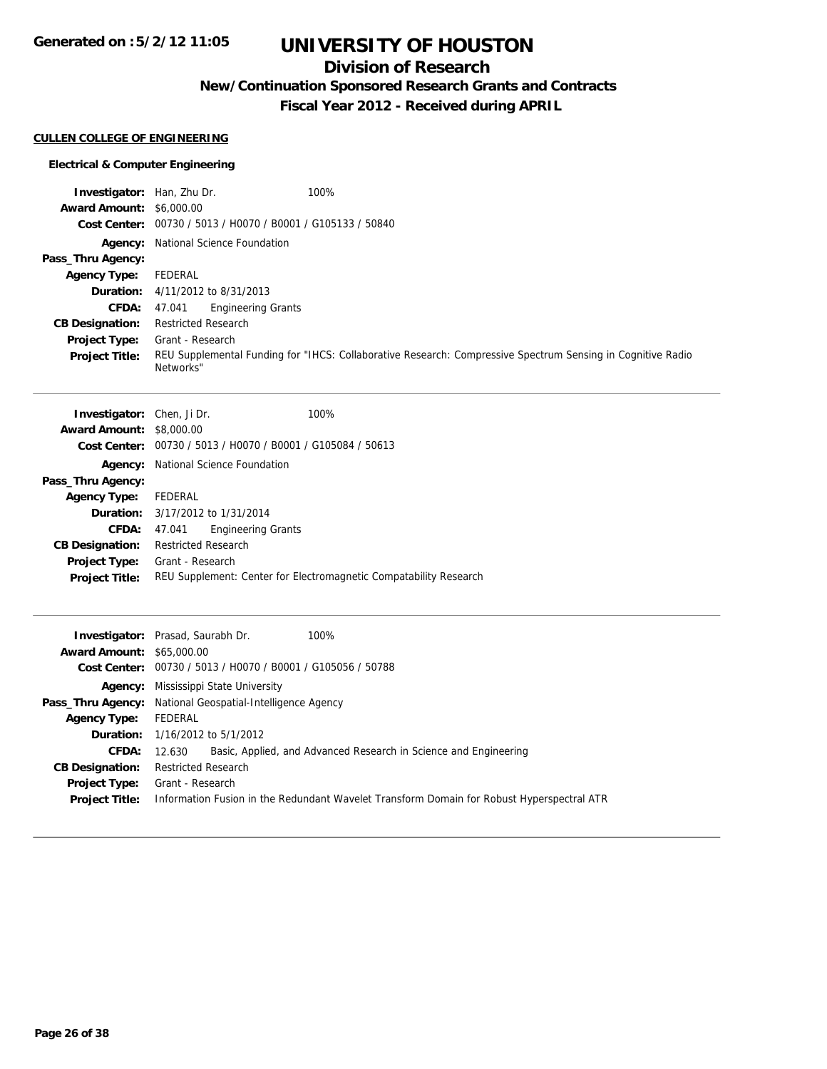**Generated on :5/2/12 11:05**

# UNIVERSITY OF HOUSTON

## Division of Research

### New/Continuation Sponsored Research Grants and Contracts

### Fiscal Year 2012 - Received during APRIL

**CULLEN COLLEGE OF ENGINEERING**

**Electrical & Computer Engineering**

**Investigator:** Han, Zhu Dr. 100%
**Award Amount:** $6,000.00
**Cost Center:** 00730 / 5013 / H0070 / B0001 / G105133 / 50840
**Agency:** National Science Foundation
**Pass_Thru Agency:**
**Agency Type:** FEDERAL
**Duration:** 4/11/2012 to 8/31/2013
**CFDA:** 47.041 Engineering Grants
**CB Designation:** Restricted Research
**Project Type:** Grant - Research
**Project Title:** REU Supplemental Funding for "IHCS: Collaborative Research: Compressive Spectrum Sensing in Cognitive Radio Networks"

---

**Investigator:** Chen, Ji Dr. 100%
**Award Amount:** $8,000.00
**Cost Center:** 00730 / 5013 / H0070 / B0001 / G105084 / 50613
**Agency:** National Science Foundation
**Pass_Thru Agency:**
**Agency Type:** FEDERAL
**Duration:** 3/17/2012 to 1/31/2014
**CFDA:** 47.041 Engineering Grants
**CB Designation:** Restricted Research
**Project Type:** Grant - Research
**Project Title:** REU Supplement: Center for Electromagnetic Compatability Research

---

**Investigator:** Prasad, Saurabh Dr. 100%
**Award Amount:** $65,000.00
**Cost Center:** 00730 / 5013 / H0070 / B0001 / G105056 / 50788
**Agency:** Mississippi State University
**Pass_Thru Agency:** National Geospatial-Intelligence Agency
**Agency Type:** FEDERAL
**Duration:** 1/16/2012 to 5/1/2012
**CFDA:** 12.630 Basic, Applied, and Advanced Research in Science and Engineering
**CB Designation:** Restricted Research
**Project Type:** Grant - Research
**Project Title:** Information Fusion in the Redundant Wavelet Transform Domain for Robust Hyperspectral ATR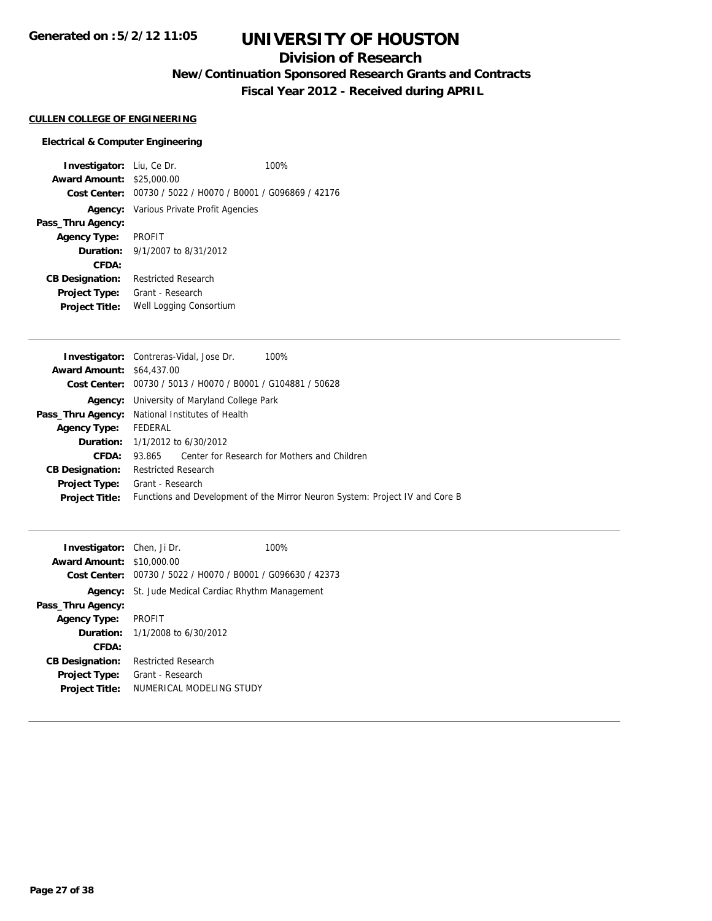# UNIVERSITY OF HOUSTON

## Division of Research

### New/Continuation Sponsored Research Grants and Contracts

### Fiscal Year 2012 - Received during APRIL

**CULLEN COLLEGE OF ENGINEERING**

**Electrical & Computer Engineering**

**Investigator:** Liu, Ce Dr. 100%
**Award Amount:** $25,000.00
**Cost Center:** 00730 / 5022 / H0070 / B0001 / G096869 / 42176
**Agency:** Various Private Profit Agencies
**Pass_Thru Agency:**
**Agency Type:** PROFIT
**Duration:** 9/1/2007 to 8/31/2012
**CFDA:**
**CB Designation:** Restricted Research
**Project Type:** Grant - Research
**Project Title:** Well Logging Consortium

---

**Investigator:** Contreras-Vidal, Jose Dr. 100%
**Award Amount:** $64,437.00
**Cost Center:** 00730 / 5013 / H0070 / B0001 / G104881 / 50628
**Agency:** University of Maryland College Park
**Pass_Thru Agency:** National Institutes of Health
**Agency Type:** FEDERAL
**Duration:** 1/1/2012 to 6/30/2012
**CFDA:** 93.865 Center for Research for Mothers and Children
**CB Designation:** Restricted Research
**Project Type:** Grant - Research
**Project Title:** Functions and Development of the Mirror Neuron System: Project IV and Core B

---

**Investigator:** Chen, Ji Dr. 100%
**Award Amount:** $10,000.00
**Cost Center:** 00730 / 5022 / H0070 / B0001 / G096630 / 42373
**Agency:** St. Jude Medical Cardiac Rhythm Management
**Pass_Thru Agency:**
**Agency Type:** PROFIT
**Duration:** 1/1/2008 to 6/30/2012
**CFDA:**
**CB Designation:** Restricted Research
**Project Type:** Grant - Research
**Project Title:** NUMERICAL MODELING STUDY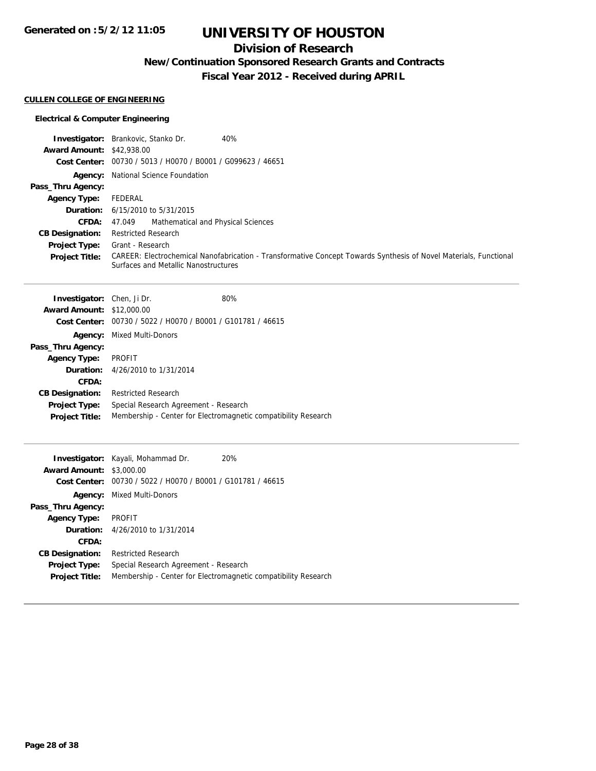# UNIVERSITY OF HOUSTON

## Division of Research

### New/Continuation Sponsored Research Grants and Contracts

### Fiscal Year 2012 - Received during APRIL

**CULLEN COLLEGE OF ENGINEERING**

**Electrical & Computer Engineering**

| | |
|---|---|
| **Investigator:** | Brankovic, Stanko Dr. 40% |
| **Award Amount:** | $42,938.00 |
| **Cost Center:** | 00730 / 5013 / H0070 / B0001 / G099623 / 46651 |
| **Agency:** | National Science Foundation |
| **Pass_Thru Agency:** | |
| **Agency Type:** | FEDERAL |
| **Duration:** | 6/15/2010 to 5/31/2015 |
| **CFDA:** | 47.049 Mathematical and Physical Sciences |
| **CB Designation:** | Restricted Research |
| **Project Type:** | Grant - Research |
| **Project Title:** | CAREER: Electrochemical Nanofabrication - Transformative Concept Towards Synthesis of Novel Materials, Functional Surfaces and Metallic Nanostructures |

---

| | |
|---|---|
| **Investigator:** | Chen, Ji Dr. 80% |
| **Award Amount:** | $12,000.00 |
| **Cost Center:** | 00730 / 5022 / H0070 / B0001 / G101781 / 46615 |
| **Agency:** | Mixed Multi-Donors |
| **Pass_Thru Agency:** | |
| **Agency Type:** | PROFIT |
| **Duration:** | 4/26/2010 to 1/31/2014 |
| **CFDA:** | |
| **CB Designation:** | Restricted Research |
| **Project Type:** | Special Research Agreement - Research |
| **Project Title:** | Membership - Center for Electromagnetic compatibility Research |

---

| | |
|---|---|
| **Investigator:** | Kayali, Mohammad Dr. 20% |
| **Award Amount:** | $3,000.00 |
| **Cost Center:** | 00730 / 5022 / H0070 / B0001 / G101781 / 46615 |
| **Agency:** | Mixed Multi-Donors |
| **Pass_Thru Agency:** | |
| **Agency Type:** | PROFIT |
| **Duration:** | 4/26/2010 to 1/31/2014 |
| **CFDA:** | |
| **CB Designation:** | Restricted Research |
| **Project Type:** | Special Research Agreement - Research |
| **Project Title:** | Membership - Center for Electromagnetic compatibility Research |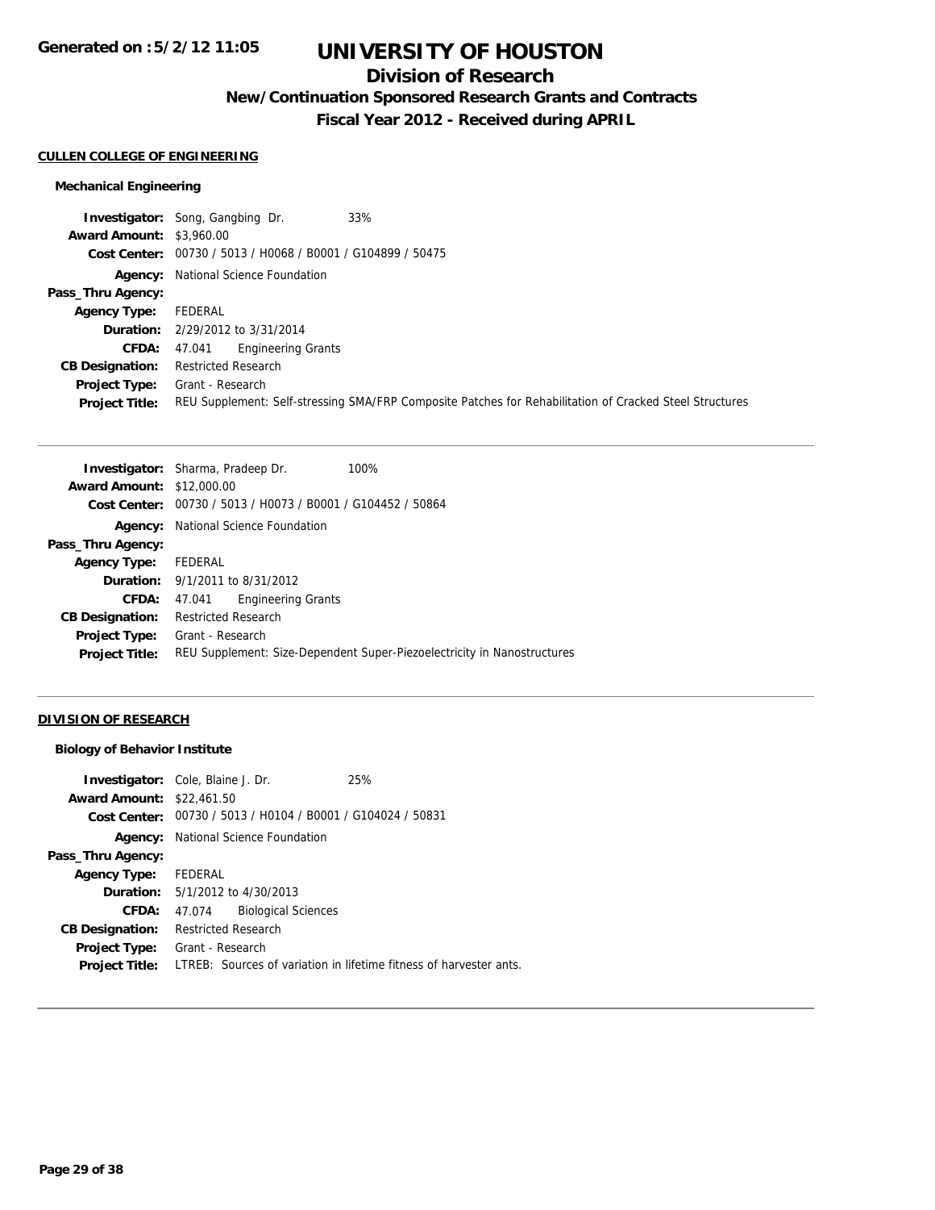# UNIVERSITY OF HOUSTON

## Division of Research

### New/Continuation Sponsored Research Grants and Contracts

### Fiscal Year 2012 - Received during APRIL

**Generated on :5/2/12 11:05**

#### CULLEN COLLEGE OF ENGINEERING

##### Mechanical Engineering

| | |
|---|---|
| **Investigator:** | Song, Gangbing Dr. 33% |
| **Award Amount:** | $3,960.00 |
| **Cost Center:** | 00730 / 5013 / H0068 / B0001 / G104899 / 50475 |
| **Agency:** | National Science Foundation |
| **Pass_Thru Agency:** | |
| **Agency Type:** | FEDERAL |
| **Duration:** | 2/29/2012 to 3/31/2014 |
| **CFDA:** | 47.041 Engineering Grants |
| **CB Designation:** | Restricted Research |
| **Project Type:** | Grant - Research |
| **Project Title:** | REU Supplement: Self-stressing SMA/FRP Composite Patches for Rehabilitation of Cracked Steel Structures |

| | |
|---|---|
| **Investigator:** | Sharma, Pradeep Dr. 100% |
| **Award Amount:** | $12,000.00 |
| **Cost Center:** | 00730 / 5013 / H0073 / B0001 / G104452 / 50864 |
| **Agency:** | National Science Foundation |
| **Pass_Thru Agency:** | |
| **Agency Type:** | FEDERAL |
| **Duration:** | 9/1/2011 to 8/31/2012 |
| **CFDA:** | 47.041 Engineering Grants |
| **CB Designation:** | Restricted Research |
| **Project Type:** | Grant - Research |
| **Project Title:** | REU Supplement: Size-Dependent Super-Piezoelectricity in Nanostructures |

#### DIVISION OF RESEARCH

##### Biology of Behavior Institute

| | |
|---|---|
| **Investigator:** | Cole, Blaine J. Dr. 25% |
| **Award Amount:** | $22,461.50 |
| **Cost Center:** | 00730 / 5013 / H0104 / B0001 / G104024 / 50831 |
| **Agency:** | National Science Foundation |
| **Pass_Thru Agency:** | |
| **Agency Type:** | FEDERAL |
| **Duration:** | 5/1/2012 to 4/30/2013 |
| **CFDA:** | 47.074 Biological Sciences |
| **CB Designation:** | Restricted Research |
| **Project Type:** | Grant - Research |
| **Project Title:** | LTREB: Sources of variation in lifetime fitness of harvester ants. |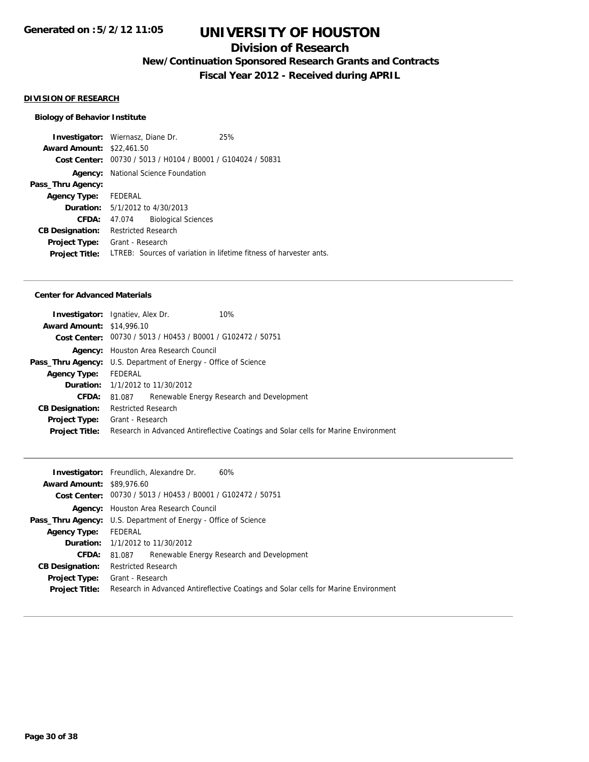# UNIVERSITY OF HOUSTON

## Division of Research

### New/Continuation Sponsored Research Grants and Contracts

### Fiscal Year 2012 - Received during APRIL

**DIVISION OF RESEARCH**

**Biology of Behavior Institute**

| | |
|---|---|
| **Investigator:** | Wiernasz, Diane Dr. 25% |
| **Award Amount:** | $22,461.50 |
| **Cost Center:** | 00730 / 5013 / H0104 / B0001 / G104024 / 50831 |
| **Agency:** | National Science Foundation |
| **Pass_Thru Agency:** | |
| **Agency Type:** | FEDERAL |
| **Duration:** | 5/1/2012 to 4/30/2013 |
| **CFDA:** | 47.074 Biological Sciences |
| **CB Designation:** | Restricted Research |
| **Project Type:** | Grant - Research |
| **Project Title:** | LTREB: Sources of variation in lifetime fitness of harvester ants. |

---

**Center for Advanced Materials**

| | |
|---|---|
| **Investigator:** | Ignatiev, Alex Dr. 10% |
| **Award Amount:** | $14,996.10 |
| **Cost Center:** | 00730 / 5013 / H0453 / B0001 / G102472 / 50751 |
| **Agency:** | Houston Area Research Council |
| **Pass_Thru Agency:** | U.S. Department of Energy - Office of Science |
| **Agency Type:** | FEDERAL |
| **Duration:** | 1/1/2012 to 11/30/2012 |
| **CFDA:** | 81.087 Renewable Energy Research and Development |
| **CB Designation:** | Restricted Research |
| **Project Type:** | Grant - Research |
| **Project Title:** | Research in Advanced Antireflective Coatings and Solar cells for Marine Environment |

---

| | |
|---|---|
| **Investigator:** | Freundlich, Alexandre Dr. 60% |
| **Award Amount:** | $89,976.60 |
| **Cost Center:** | 00730 / 5013 / H0453 / B0001 / G102472 / 50751 |
| **Agency:** | Houston Area Research Council |
| **Pass_Thru Agency:** | U.S. Department of Energy - Office of Science |
| **Agency Type:** | FEDERAL |
| **Duration:** | 1/1/2012 to 11/30/2012 |
| **CFDA:** | 81.087 Renewable Energy Research and Development |
| **CB Designation:** | Restricted Research |
| **Project Type:** | Grant - Research |
| **Project Title:** | Research in Advanced Antireflective Coatings and Solar cells for Marine Environment |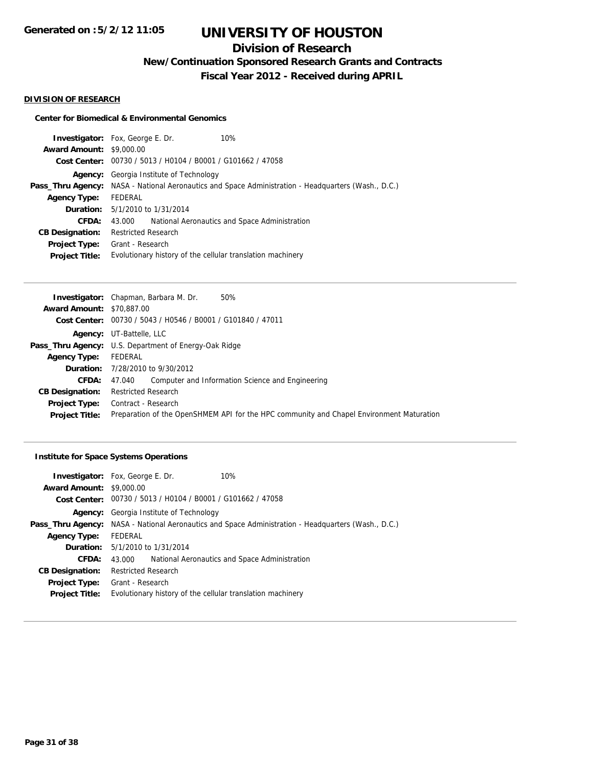# UNIVERSITY OF HOUSTON

## Division of Research

### New/Continuation Sponsored Research Grants and Contracts

### Fiscal Year 2012 - Received during APRIL

#### DIVISION OF RESEARCH

**Center for Biomedical & Environmental Genomics**

**Investigator:** Fox, George E. Dr. 10%
**Award Amount:** $9,000.00
**Cost Center:** 00730 / 5013 / H0104 / B0001 / G101662 / 47058
**Agency:** Georgia Institute of Technology
**Pass_Thru Agency:** NASA - National Aeronautics and Space Administration - Headquarters (Wash., D.C.)
**Agency Type:** FEDERAL
**Duration:** 5/1/2010 to 1/31/2014
**CFDA:** 43.000 National Aeronautics and Space Administration
**CB Designation:** Restricted Research
**Project Type:** Grant - Research
**Project Title:** Evolutionary history of the cellular translation machinery

---

**Investigator:** Chapman, Barbara M. Dr. 50%
**Award Amount:** $70,887.00
**Cost Center:** 00730 / 5043 / H0546 / B0001 / G101840 / 47011
**Agency:** UT-Battelle, LLC
**Pass_Thru Agency:** U.S. Department of Energy-Oak Ridge
**Agency Type:** FEDERAL
**Duration:** 7/28/2010 to 9/30/2012
**CFDA:** 47.040 Computer and Information Science and Engineering
**CB Designation:** Restricted Research
**Project Type:** Contract - Research
**Project Title:** Preparation of the OpenSHMEM API for the HPC community and Chapel Environment Maturation

---

**Institute for Space Systems Operations**

**Investigator:** Fox, George E. Dr. 10%
**Award Amount:** $9,000.00
**Cost Center:** 00730 / 5013 / H0104 / B0001 / G101662 / 47058
**Agency:** Georgia Institute of Technology
**Pass_Thru Agency:** NASA - National Aeronautics and Space Administration - Headquarters (Wash., D.C.)
**Agency Type:** FEDERAL
**Duration:** 5/1/2010 to 1/31/2014
**CFDA:** 43.000 National Aeronautics and Space Administration
**CB Designation:** Restricted Research
**Project Type:** Grant - Research
**Project Title:** Evolutionary history of the cellular translation machinery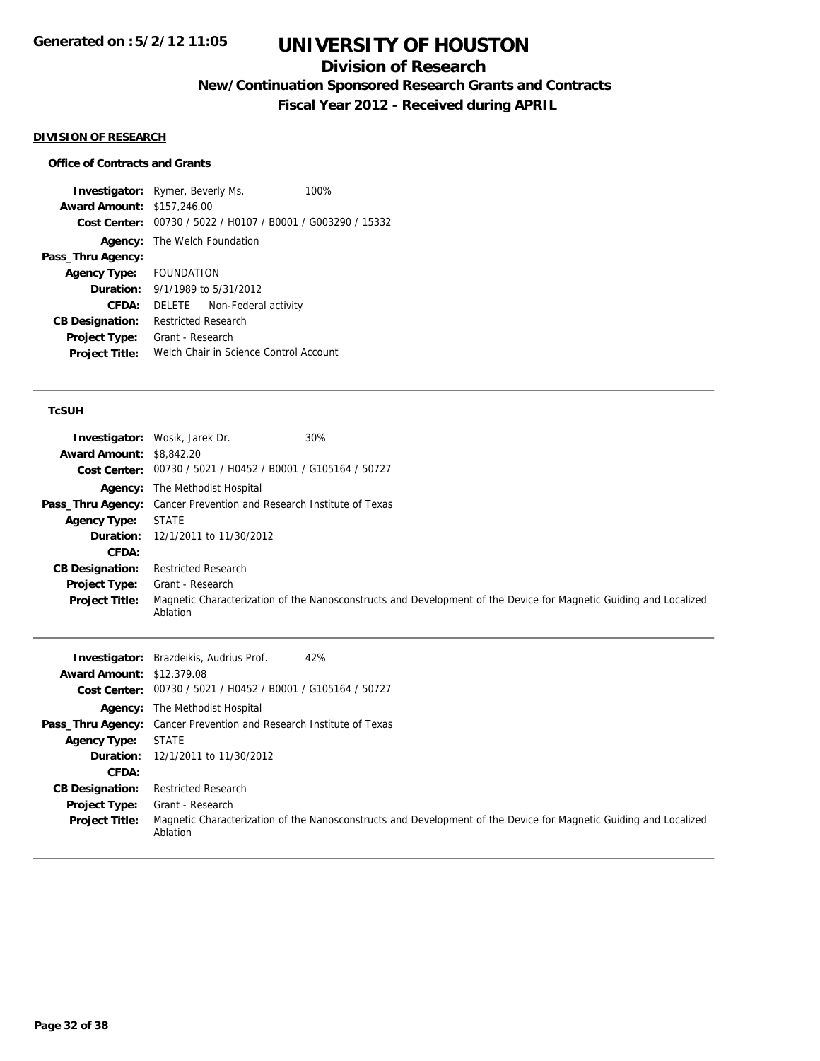# UNIVERSITY OF HOUSTON

## Division of Research

### New/Continuation Sponsored Research Grants and Contracts

### Fiscal Year 2012 - Received during APRIL

**Generated on :5/2/12 11:05**

#### DIVISION OF RESEARCH

##### Office of Contracts and Grants

| | | |
|---|---|---|
| **Investigator:** | Rymer, Beverly Ms. | 100% |
| **Award Amount:** | $157,246.00 | |
| **Cost Center:** | 00730 / 5022 / H0107 / B0001 / G003290 / 15332 | |
| **Agency:** | The Welch Foundation | |
| **Pass_Thru Agency:** | | |
| **Agency Type:** | FOUNDATION | |
| **Duration:** | 9/1/1989 to 5/31/2012 | |
| **CFDA:** | DELETE Non-Federal activity | |
| **CB Designation:** | Restricted Research | |
| **Project Type:** | Grant - Research | |
| **Project Title:** | Welch Chair in Science Control Account | |

##### TcSUH

| | | |
|---|---|---|
| **Investigator:** | Wosik, Jarek Dr. | 30% |
| **Award Amount:** | $8,842.20 | |
| **Cost Center:** | 00730 / 5021 / H0452 / B0001 / G105164 / 50727 | |
| **Agency:** | The Methodist Hospital | |
| **Pass_Thru Agency:** | Cancer Prevention and Research Institute of Texas | |
| **Agency Type:** | STATE | |
| **Duration:** | 12/1/2011 to 11/30/2012 | |
| **CFDA:** | | |
| **CB Designation:** | Restricted Research | |
| **Project Type:** | Grant - Research | |
| **Project Title:** | Magnetic Characterization of the Nanosconstructs and Development of the Device for Magnetic Guiding and Localized Ablation | |

| | | |
|---|---|---|
| **Investigator:** | Brazdeikis, Audrius Prof. | 42% |
| **Award Amount:** | $12,379.08 | |
| **Cost Center:** | 00730 / 5021 / H0452 / B0001 / G105164 / 50727 | |
| **Agency:** | The Methodist Hospital | |
| **Pass_Thru Agency:** | Cancer Prevention and Research Institute of Texas | |
| **Agency Type:** | STATE | |
| **Duration:** | 12/1/2011 to 11/30/2012 | |
| **CFDA:** | | |
| **CB Designation:** | Restricted Research | |
| **Project Type:** | Grant - Research | |
| **Project Title:** | Magnetic Characterization of the Nanosconstructs and Development of the Device for Magnetic Guiding and Localized Ablation | |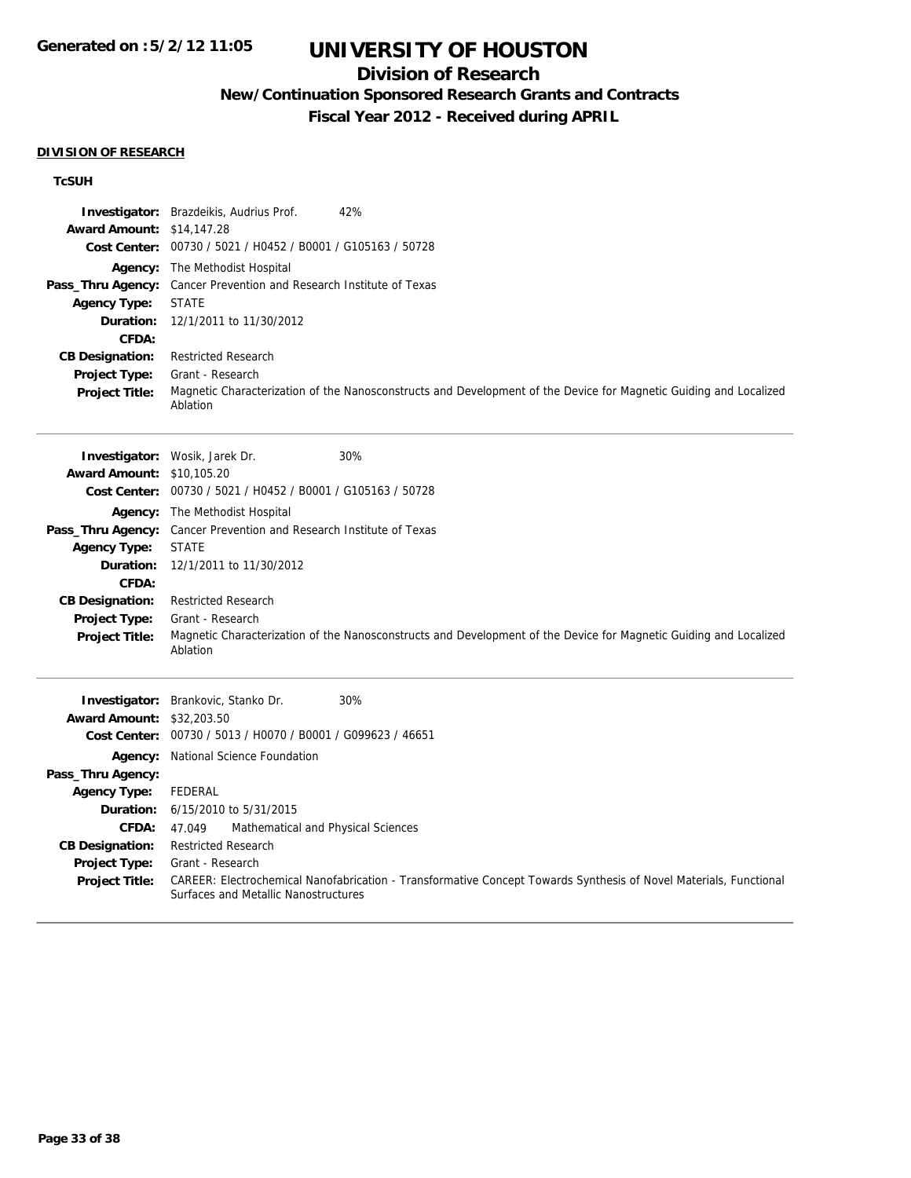# UNIVERSITY OF HOUSTON

## Division of Research

### New/Continuation Sponsored Research Grants and Contracts

### Fiscal Year 2012 - Received during APRIL

**DIVISION OF RESEARCH**

**TcSUH**

**Investigator:** Brazdeikis, Audrius Prof. 42%
**Award Amount:** $14,147.28
**Cost Center:** 00730 / 5021 / H0452 / B0001 / G105163 / 50728
**Agency:** The Methodist Hospital
**Pass_Thru Agency:** Cancer Prevention and Research Institute of Texas
**Agency Type:** STATE
**Duration:** 12/1/2011 to 11/30/2012
**CFDA:**
**CB Designation:** Restricted Research
**Project Type:** Grant - Research
**Project Title:** Magnetic Characterization of the Nanosconstructs and Development of the Device for Magnetic Guiding and Localized Ablation

---

**Investigator:** Wosik, Jarek Dr. 30%
**Award Amount:** $10,105.20
**Cost Center:** 00730 / 5021 / H0452 / B0001 / G105163 / 50728
**Agency:** The Methodist Hospital
**Pass_Thru Agency:** Cancer Prevention and Research Institute of Texas
**Agency Type:** STATE
**Duration:** 12/1/2011 to 11/30/2012
**CFDA:**
**CB Designation:** Restricted Research
**Project Type:** Grant - Research
**Project Title:** Magnetic Characterization of the Nanosconstructs and Development of the Device for Magnetic Guiding and Localized Ablation

---

**Investigator:** Brankovic, Stanko Dr. 30%
**Award Amount:** $32,203.50
**Cost Center:** 00730 / 5013 / H0070 / B0001 / G099623 / 46651
**Agency:** National Science Foundation
**Pass_Thru Agency:**
**Agency Type:** FEDERAL
**Duration:** 6/15/2010 to 5/31/2015
**CFDA:** 47.049 Mathematical and Physical Sciences
**CB Designation:** Restricted Research
**Project Type:** Grant - Research
**Project Title:** CAREER: Electrochemical Nanofabrication - Transformative Concept Towards Synthesis of Novel Materials, Functional Surfaces and Metallic Nanostructures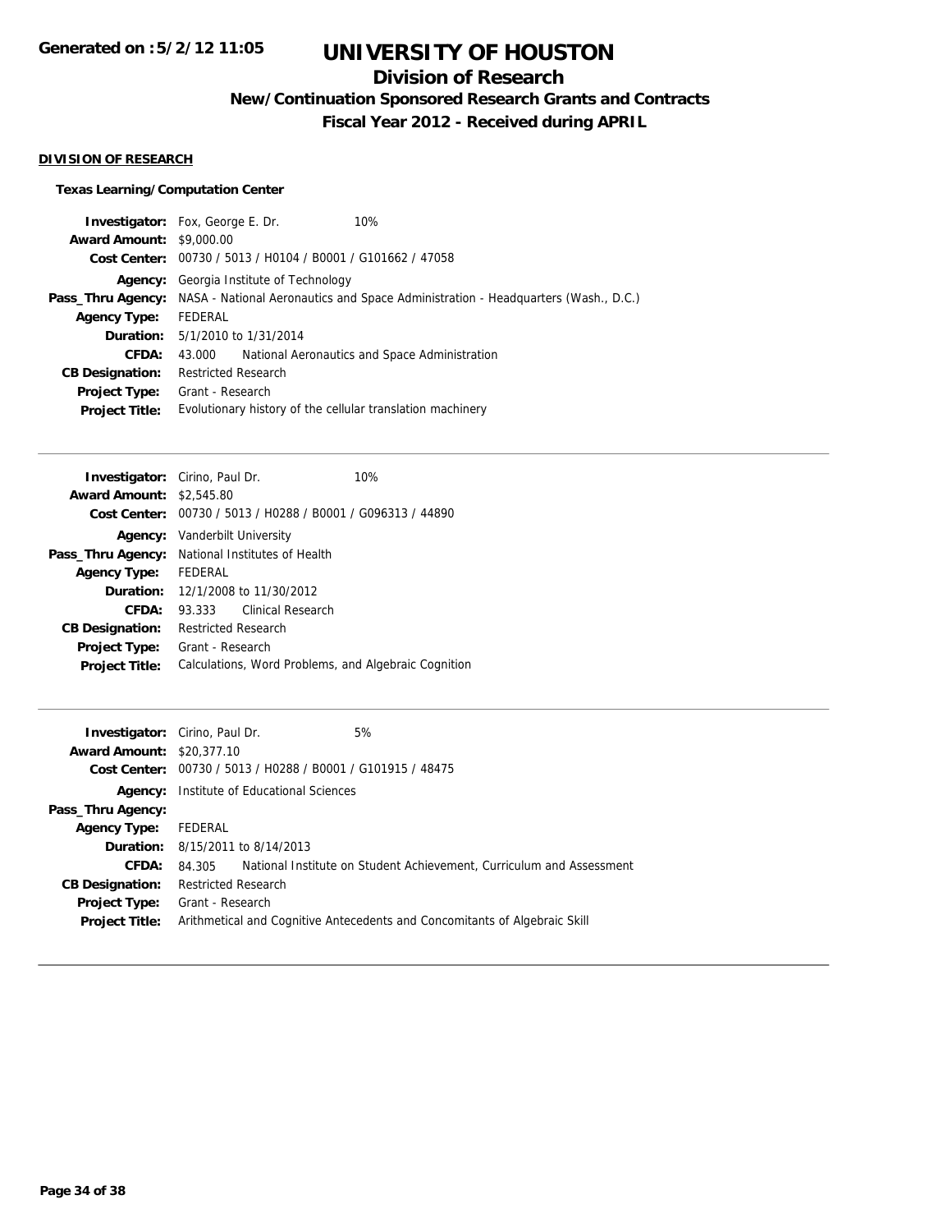# UNIVERSITY OF HOUSTON

## Division of Research

### New/Continuation Sponsored Research Grants and Contracts

### Fiscal Year 2012 - Received during APRIL

**DIVISION OF RESEARCH**

**Texas Learning/Computation Center**

| | |
|---|---|
| **Investigator:** | Fox, George E. Dr. 10% |
| **Award Amount:** | $9,000.00 |
| **Cost Center:** | 00730 / 5013 / H0104 / B0001 / G101662 / 47058 |
| **Agency:** | Georgia Institute of Technology |
| **Pass_Thru Agency:** | NASA - National Aeronautics and Space Administration - Headquarters (Wash., D.C.) |
| **Agency Type:** | FEDERAL |
| **Duration:** | 5/1/2010 to 1/31/2014 |
| **CFDA:** | 43.000 National Aeronautics and Space Administration |
| **CB Designation:** | Restricted Research |
| **Project Type:** | Grant - Research |
| **Project Title:** | Evolutionary history of the cellular translation machinery |

---

| | |
|---|---|
| **Investigator:** | Cirino, Paul Dr. 10% |
| **Award Amount:** | $2,545.80 |
| **Cost Center:** | 00730 / 5013 / H0288 / B0001 / G096313 / 44890 |
| **Agency:** | Vanderbilt University |
| **Pass_Thru Agency:** | National Institutes of Health |
| **Agency Type:** | FEDERAL |
| **Duration:** | 12/1/2008 to 11/30/2012 |
| **CFDA:** | 93.333 Clinical Research |
| **CB Designation:** | Restricted Research |
| **Project Type:** | Grant - Research |
| **Project Title:** | Calculations, Word Problems, and Algebraic Cognition |

---

| | |
|---|---|
| **Investigator:** | Cirino, Paul Dr. 5% |
| **Award Amount:** | $20,377.10 |
| **Cost Center:** | 00730 / 5013 / H0288 / B0001 / G101915 / 48475 |
| **Agency:** | Institute of Educational Sciences |
| **Pass_Thru Agency:** | |
| **Agency Type:** | FEDERAL |
| **Duration:** | 8/15/2011 to 8/14/2013 |
| **CFDA:** | 84.305 National Institute on Student Achievement, Curriculum and Assessment |
| **CB Designation:** | Restricted Research |
| **Project Type:** | Grant - Research |
| **Project Title:** | Arithmetical and Cognitive Antecedents and Concomitants of Algebraic Skill |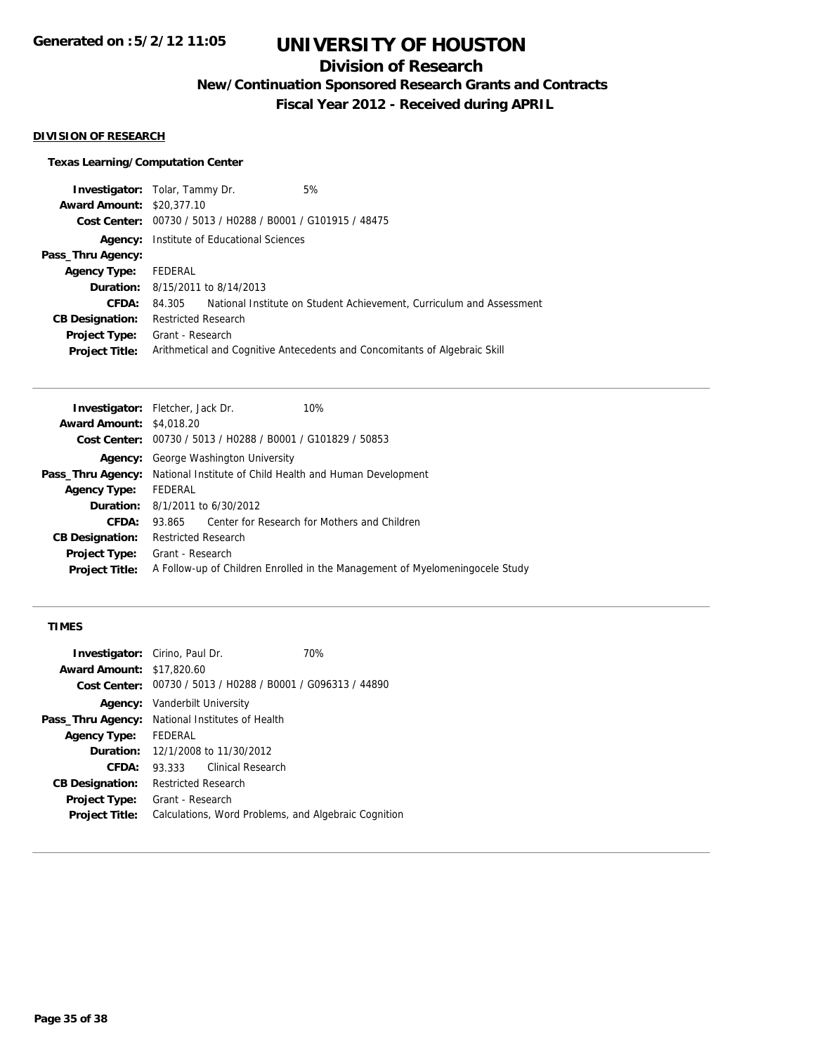# UNIVERSITY OF HOUSTON

## Division of Research

### New/Continuation Sponsored Research Grants and Contracts

### Fiscal Year 2012 - Received during APRIL

Generated on :5/2/12 11:05

#### DIVISION OF RESEARCH

**Texas Learning/Computation Center**

**Investigator:** Tolar, Tammy Dr. 5%
**Award Amount:** $20,377.10
**Cost Center:** 00730 / 5013 / H0288 / B0001 / G101915 / 48475
**Agency:** Institute of Educational Sciences
**Pass_Thru Agency:**
**Agency Type:** FEDERAL
**Duration:** 8/15/2011 to 8/14/2013
**CFDA:** 84.305 National Institute on Student Achievement, Curriculum and Assessment
**CB Designation:** Restricted Research
**Project Type:** Grant - Research
**Project Title:** Arithmetical and Cognitive Antecedents and Concomitants of Algebraic Skill

---

**Investigator:** Fletcher, Jack Dr. 10%
**Award Amount:** $4,018.20
**Cost Center:** 00730 / 5013 / H0288 / B0001 / G101829 / 50853
**Agency:** George Washington University
**Pass_Thru Agency:** National Institute of Child Health and Human Development
**Agency Type:** FEDERAL
**Duration:** 8/1/2011 to 6/30/2012
**CFDA:** 93.865 Center for Research for Mothers and Children
**CB Designation:** Restricted Research
**Project Type:** Grant - Research
**Project Title:** A Follow-up of Children Enrolled in the Management of Myelomeningocele Study

---

**TIMES**

**Investigator:** Cirino, Paul Dr. 70%
**Award Amount:** $17,820.60
**Cost Center:** 00730 / 5013 / H0288 / B0001 / G096313 / 44890
**Agency:** Vanderbilt University
**Pass_Thru Agency:** National Institutes of Health
**Agency Type:** FEDERAL
**Duration:** 12/1/2008 to 11/30/2012
**CFDA:** 93.333 Clinical Research
**CB Designation:** Restricted Research
**Project Type:** Grant - Research
**Project Title:** Calculations, Word Problems, and Algebraic Cognition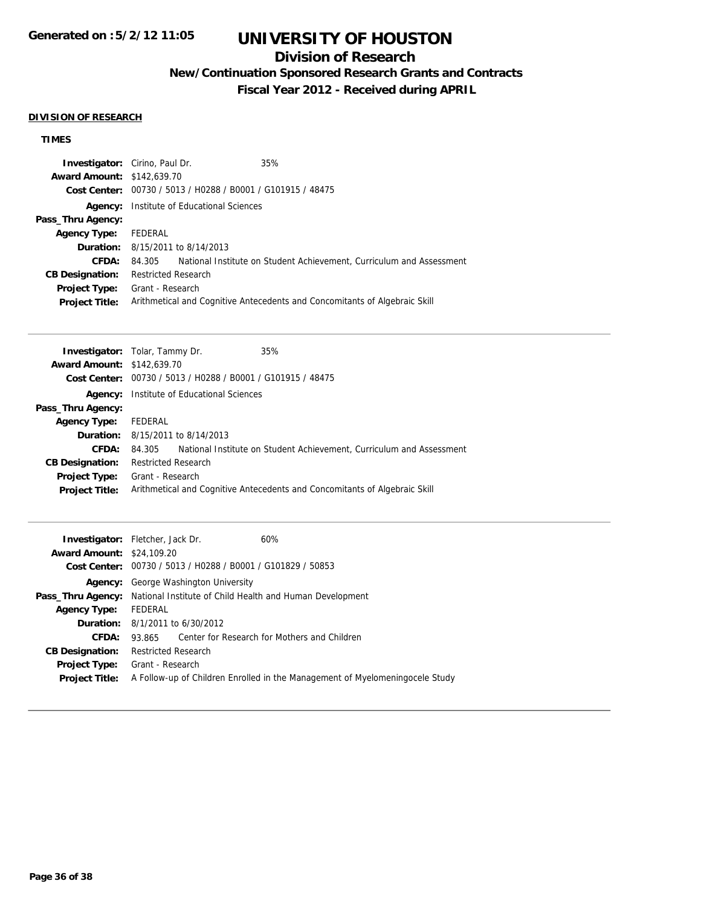# UNIVERSITY OF HOUSTON

## Division of Research

### New/Continuation Sponsored Research Grants and Contracts

### Fiscal Year 2012 - Received during APRIL

**DIVISION OF RESEARCH**

**TIMES**

| | |
|---|---|
| **Investigator:** | Cirino, Paul Dr. 35% |
| **Award Amount:** | $142,639.70 |
| **Cost Center:** | 00730 / 5013 / H0288 / B0001 / G101915 / 48475 |
| **Agency:** | Institute of Educational Sciences |
| **Pass_Thru Agency:** | |
| **Agency Type:** | FEDERAL |
| **Duration:** | 8/15/2011 to 8/14/2013 |
| **CFDA:** | 84.305 National Institute on Student Achievement, Curriculum and Assessment |
| **CB Designation:** | Restricted Research |
| **Project Type:** | Grant - Research |
| **Project Title:** | Arithmetical and Cognitive Antecedents and Concomitants of Algebraic Skill |

| | |
|---|---|
| **Investigator:** | Tolar, Tammy Dr. 35% |
| **Award Amount:** | $142,639.70 |
| **Cost Center:** | 00730 / 5013 / H0288 / B0001 / G101915 / 48475 |
| **Agency:** | Institute of Educational Sciences |
| **Pass_Thru Agency:** | |
| **Agency Type:** | FEDERAL |
| **Duration:** | 8/15/2011 to 8/14/2013 |
| **CFDA:** | 84.305 National Institute on Student Achievement, Curriculum and Assessment |
| **CB Designation:** | Restricted Research |
| **Project Type:** | Grant - Research |
| **Project Title:** | Arithmetical and Cognitive Antecedents and Concomitants of Algebraic Skill |

| | |
|---|---|
| **Investigator:** | Fletcher, Jack Dr. 60% |
| **Award Amount:** | $24,109.20 |
| **Cost Center:** | 00730 / 5013 / H0288 / B0001 / G101829 / 50853 |
| **Agency:** | George Washington University |
| **Pass_Thru Agency:** | National Institute of Child Health and Human Development |
| **Agency Type:** | FEDERAL |
| **Duration:** | 8/1/2011 to 6/30/2012 |
| **CFDA:** | 93.865 Center for Research for Mothers and Children |
| **CB Designation:** | Restricted Research |
| **Project Type:** | Grant - Research |
| **Project Title:** | A Follow-up of Children Enrolled in the Management of Myelomeningocele Study |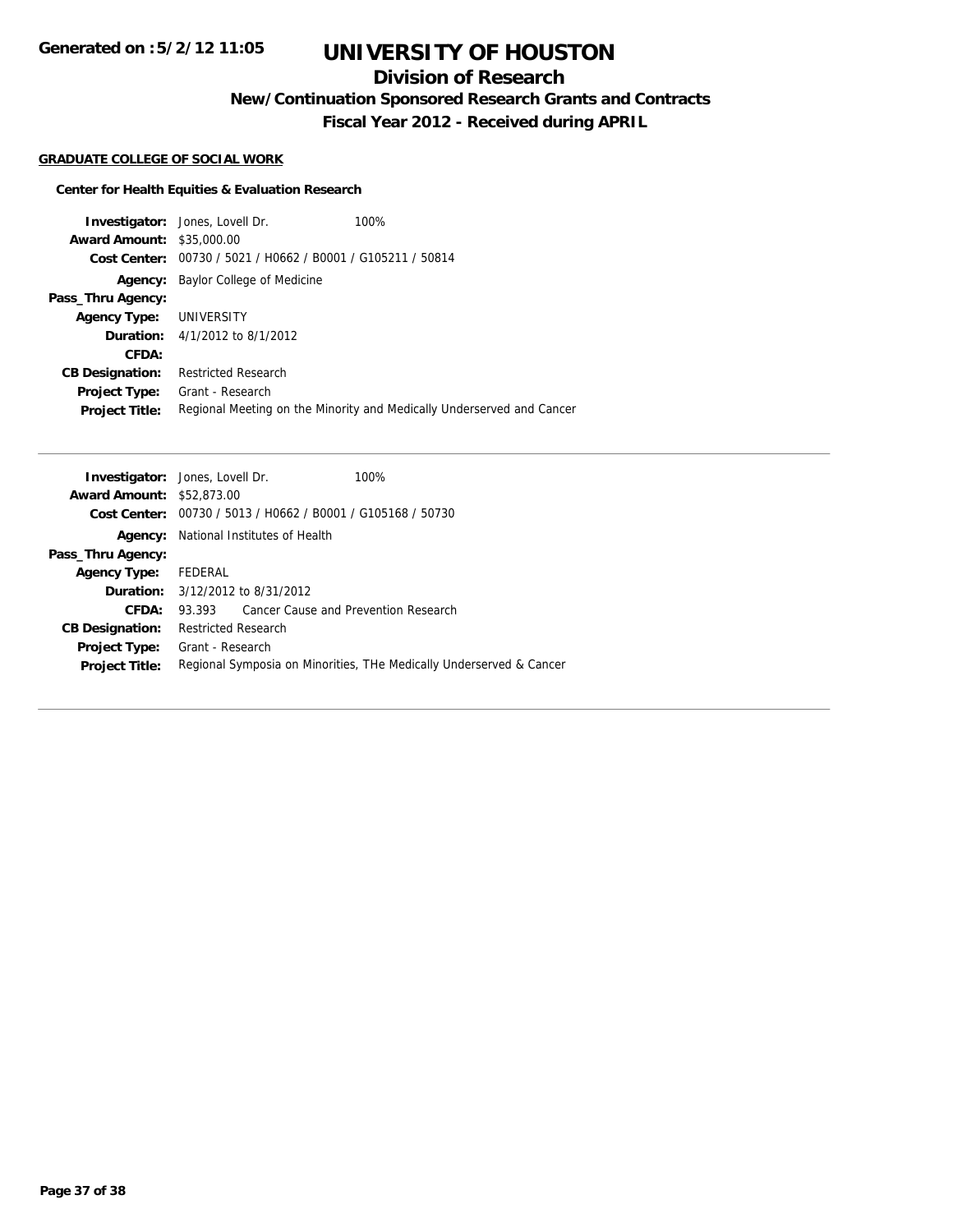# UNIVERSITY OF HOUSTON

## Division of Research

### New/Continuation Sponsored Research Grants and Contracts

### Fiscal Year 2012 - Received during APRIL

Generated on :5/2/12 11:05

**GRADUATE COLLEGE OF SOCIAL WORK**

**Center for Health Equities & Evaluation Research**

**Investigator:** Jones, Lovell Dr. 100%
**Award Amount:** $35,000.00
**Cost Center:** 00730 / 5021 / H0662 / B0001 / G105211 / 50814
**Agency:** Baylor College of Medicine
**Pass_Thru Agency:**
**Agency Type:** UNIVERSITY
**Duration:** 4/1/2012 to 8/1/2012
**CFDA:**
**CB Designation:** Restricted Research
**Project Type:** Grant - Research
**Project Title:** Regional Meeting on the Minority and Medically Underserved and Cancer

---

**Investigator:** Jones, Lovell Dr. 100%
**Award Amount:** $52,873.00
**Cost Center:** 00730 / 5013 / H0662 / B0001 / G105168 / 50730
**Agency:** National Institutes of Health
**Pass_Thru Agency:**
**Agency Type:** FEDERAL
**Duration:** 3/12/2012 to 8/31/2012
**CFDA:** 93.393 Cancer Cause and Prevention Research
**CB Designation:** Restricted Research
**Project Type:** Grant - Research
**Project Title:** Regional Symposia on Minorities, THe Medically Underserved & Cancer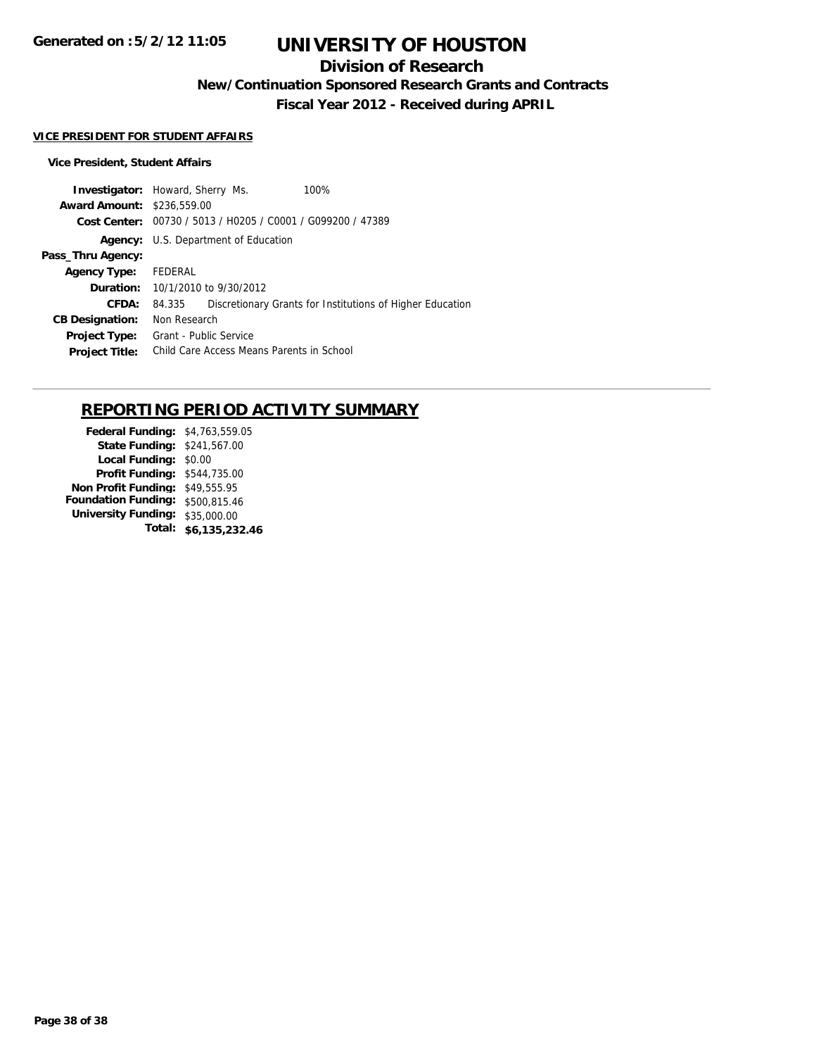**Generated on :5/2/12 11:05**

# UNIVERSITY OF HOUSTON

## Division of Research

### New/Continuation Sponsored Research Grants and Contracts

### Fiscal Year 2012 - Received during APRIL

**VICE PRESIDENT FOR STUDENT AFFAIRS**

**Vice President, Student Affairs**

| | |
|---|---|
| **Investigator:** | Howard, Sherry Ms. 100% |
| **Award Amount:** | $236,559.00 |
| **Cost Center:** | 00730 / 5013 / H0205 / C0001 / G099200 / 47389 |
| **Agency:** | U.S. Department of Education |
| **Pass_Thru Agency:** | |
| **Agency Type:** | FEDERAL |
| **Duration:** | 10/1/2010 to 9/30/2012 |
| **CFDA:** | 84.335 Discretionary Grants for Institutions of Higher Education |
| **CB Designation:** | Non Research |
| **Project Type:** | Grant - Public Service |
| **Project Title:** | Child Care Access Means Parents in School |

## REPORTING PERIOD ACTIVITY SUMMARY

| | |
|---|---|
| **Federal Funding:** | $4,763,559.05 |
| **State Funding:** | $241,567.00 |
| **Local Funding:** | $0.00 |
| **Profit Funding:** | $544,735.00 |
| **Non Profit Funding:** | $49,555.95 |
| **Foundation Funding:** | $500,815.46 |
| **University Funding:** | $35,000.00 |
| **Total:** | **$6,135,232.46** |